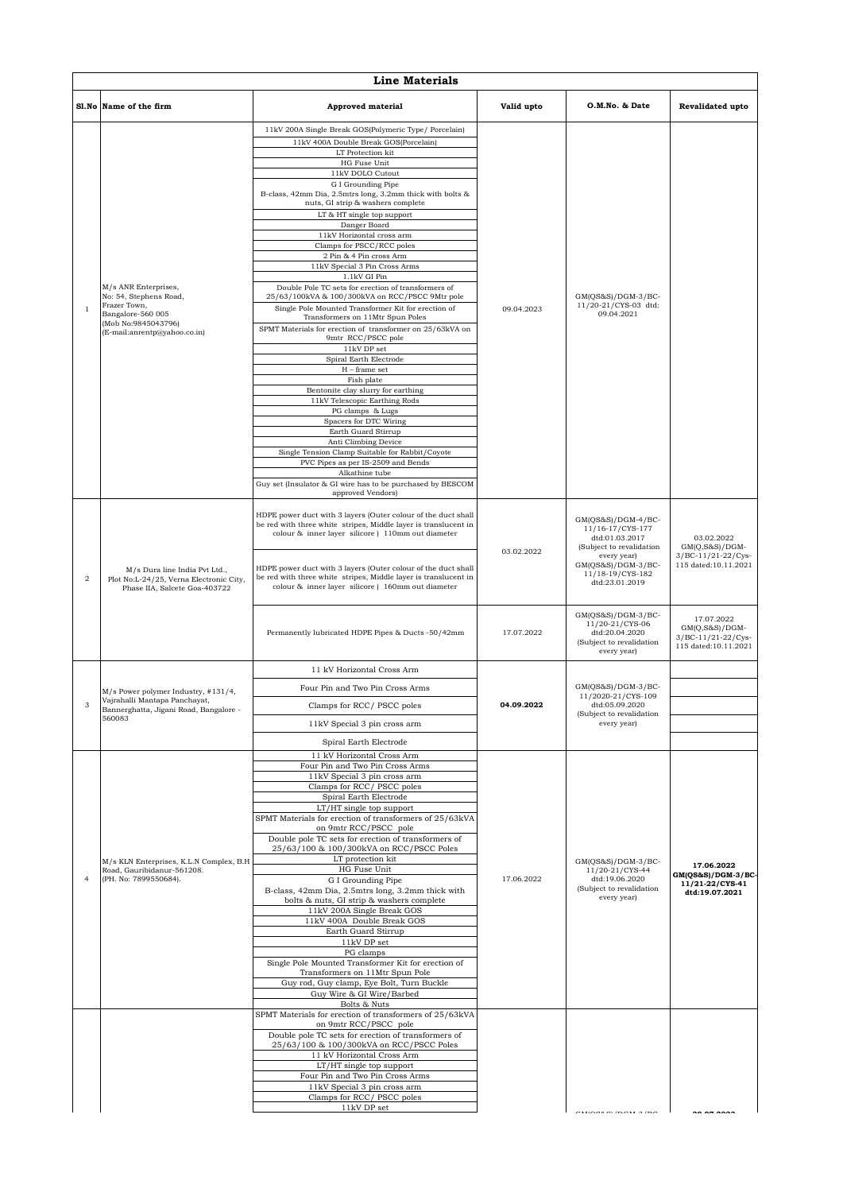## Line Materials

| Sl.No | Name of the firm | Approved material | Valid upto | O.M.No. & Date | Revalidated upto |
|---|---|---|---|---|---|
| 1 | M/s ANR Enterprises, No: 54, Stephens Road, Frazer Town, Bangalore-560 005 (Mob No:9845043796) (E-mail:anrentp@yahoo.co.in) | 11kV 200A Single Break GOS(Polymeric Type/ Porcelain) | 09.04.2023 | GM(QS&S)/DGM-3/BC-11/20-21/CYS-03 dtd: 09.04.2021 | |
| | | 11kV 400A Double Break GOS(Porcelain) | | | |
| | | LT Protection kit | | | |
| | | HG Fuse Unit | | | |
| | | 11kV DOLO Cutout | | | |
| | | G I Grounding Pipe B-class, 42mm Dia, 2.5mtrs long, 3.2mm thick with bolts & nuts, GI strip & washers complete | | | |
| | | LT & HT single top support | | | |
| | | Danger Board | | | |
| | | 11kV Horizontal cross arm | | | |
| | | Clamps for PSCC/RCC poles | | | |
| | | 2 Pin & 4 Pin cross Arm | | | |
| | | 11kV Special 3 Pin Cross Arms | | | |
| | | 1.1kV GI Pin | | | |
| | | Double Pole TC sets for erection of transformers of 25/63/100kVA & 100/300kVA on RCC/PSCC 9Mtr pole | | | |
| | | Single Pole Mounted Transformer Kit for erection of Transformers on 11Mtr Spun Poles | | | |
| | | SPMT Materials for erection of transformer on 25/63kVA on 9mtr RCC/PSCC pole | | | |
| | | 11kV DP set | | | |
| | | Spiral Earth Electrode | | | |
| | | H – frame set | | | |
| | | Fish plate | | | |
| | | Bentonite clay slurry for earthing | | | |
| | | 11kV Telescopic Earthing Rods | | | |
| | | PG clamps & Lugs | | | |
| | | Spacers for DTC Wiring | | | |
| | | Earth Guard Stirrup | | | |
| | | Anti Climbing Device | | | |
| | | Single Tension Clamp Suitable for Rabbit/Coyote | | | |
| | | PVC Pipes as per IS-2509 and Bends | | | |
| | | Alkathine tube | | | |
| | | Guy set (Insulator & GI wire has to be purchased by BESCOM approved Vendors) | | | |
| 2 | M/s Dura line India Pvt Ltd., Plot No:L-24/25, Verna Electronic City, Phase IIA, Salcete Goa-403722 | HDPE power duct with 3 layers (Outer colour of the duct shall be red with three white stripes, Middle layer is translucent in colour & inner layer silicore ) 110mm out diameter | 03.02.2022 | GM(QS&S)/DGM-4/BC-11/16-17/CYS-177 dtd:01.03.2017 (Subject to revalidation every year) GM(QS&S)/DGM-3/BC-11/18-19/CYS-182 dtd:23.01.2019 | 03.02.2022 GM(QS&S)/DGM-3/BC-11/21-22/Cys-115 dated:10.11.2021 |
| | | HDPE power duct with 3 layers (Outer colour of the duct shall be red with three white stripes, Middle layer is translucent in colour & inner layer silicore ) 160mm out diameter | | | |
| | | Permanently lubricated HDPE Pipes & Ducts -50/42mm | 17.07.2022 | GM(QS&S)/DGM-3/BC-11/20-21/CYS-06 dtd:20.04.2020 (Subject to revalidation every year) | 17.07.2022 GM(Q,S&S)/DGM-3/BC-11/21-22/Cys-115 dated:10.11.2021 |
| 3 | M/s Power polymer Industry, #131/4, Vajrahalli Mantapa Panchayat, Bannerghatta, Jigani Road, Bangalore - 560083 | 11 kV Horizontal Cross Arm | **04.09.2022** | GM(QS&S)/DGM-3/BC-11/2020-21/CYS-109 dtd:05.09.2020 (Subject to revalidation every year) | |
| | | Four Pin and Two Pin Cross Arms | | | |
| | | Clamps for RCC/ PSCC poles | | | |
| | | 11kV Special 3 pin cross arm | | | |
| | | Spiral Earth Electrode | | | |
| 4 | M/s KLN Enterprises, K.L.N Complex, B.H Road, Gauribidanur-561208. (PH. No: 7899550684). | 11 kV Horizontal Cross Arm | 17.06.2022 | GM(QS&S)/DGM-3/BC-11/20-21/CYS-44 dtd:19.06.2020 (Subject to revalidation every year) | **17.06.2022 GM(QS&S)/DGM-3/BC-11/21-22/CYS-41 dtd:19.07.2021** |
| | | Four Pin and Two Pin Cross Arms | | | |
| | | 11kV Special 3 pin cross arm | | | |
| | | Clamps for RCC/ PSCC poles | | | |
| | | Spiral Earth Electrode | | | |
| | | LT/HT single top support | | | |
| | | SPMT Materials for erection of transformers of 25/63kVA on 9mtr RCC/PSCC pole | | | |
| | | Double pole TC sets for erection of transformers of 25/63/100 & 100/300kVA on RCC/PSCC Poles | | | |
| | | LT protection kit | | | |
| | | HG Fuse Unit | | | |
| | | G I Grounding Pipe B-class, 42mm Dia, 2.5mtrs long, 3.2mm thick with bolts & nuts, GI strip & washers complete | | | |
| | | 11kV 200A Single Break GOS | | | |
| | | 11kV 400A Double Break GOS | | | |
| | | Earth Guard Stirrup | | | |
| | | 11kV DP set | | | |
| | | PG clamps | | | |
| | | Single Pole Mounted Transformer Kit for erection of Transformers on 11Mtr Spun Pole | | | |
| | | Guy rod, Guy clamp, Eye Bolt, Turn Buckle | | | |
| | | Guy Wire & GI Wire/Barbed | | | |
| | | Bolts & Nuts | | | |
| | | SPMT Materials for erection of transformers of 25/63kVA on 9mtr RCC/PSCC pole | | | |
| | | Double pole TC sets for erection of transformers of 25/63/100 & 100/300kVA on RCC/PSCC Poles | | | |
| | | 11 kV Horizontal Cross Arm | | | |
| | | LT/HT single top support | | | |
| | | Four Pin and Two Pin Cross Arms | | | |
| | | 11kV Special 3 pin cross arm | | | |
| | | Clamps for RCC/ PSCC poles | | | |
| | | 11kV DP set | | | |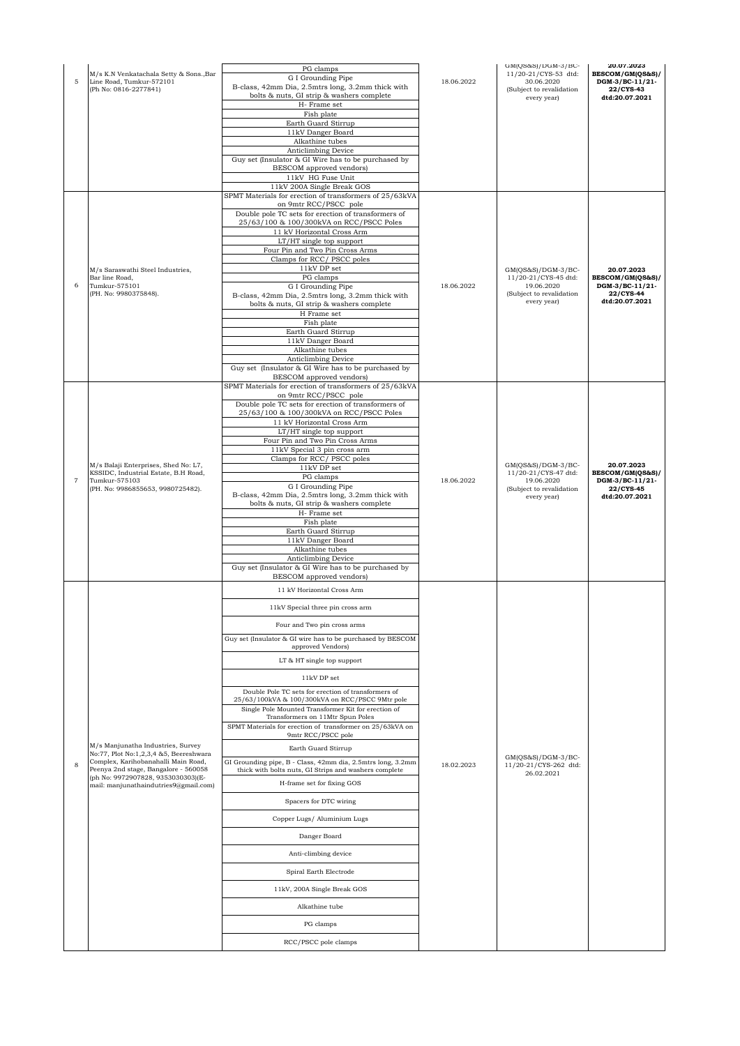| 5 | M/s K.N Venkatachala Setty & Sons.,Bar Line Road, Tumkur-572101 (Ph No: 0816-2277841) | PG clamps<br>G I Grounding Pipe<br>B-class, 42mm Dia, 2.5mtrs long, 3.2mm thick with bolts & nuts, GI strip & washers complete<br>H- Frame set<br>Fish plate<br>Earth Guard Stirrup<br>11kV Danger Board<br>Alkathine tubes<br>Anticlimbing Device<br>Guy set (Insulator & GI Wire has to be purchased by BESCOM approved vendors)<br>11kV HG Fuse Unit<br>11kV 200A Single Break GOS | 18.06.2022 | GM(QS&S)/DGM-3/BC-11/20-21/CYS-53 dtd: 30.06.2020 (Subject to revalidation every year) | **20.07.2023 BESCOM/GM(QS&S)/ DGM-3/BC-11/21-22/CYS-43 dtd:20.07.2021** |
|---|---|---|---|---|---|
| 6 | M/s Saraswathi Steel Industries, Bar line Road, Tumkur-575101 (PH. No: 9980375848). | SPMT Materials for erection of transformers of 25/63kVA on 9mtr RCC/PSCC pole<br>Double pole TC sets for erection of transformers of 25/63/100 & 100/300kVA on RCC/PSCC Poles<br>11 kV Horizontal Cross Arm<br>LT/HT single top support<br>Four Pin and Two Pin Cross Arms<br>Clamps for RCC/ PSCC poles<br>11kV DP set<br>PG clamps<br>G I Grounding Pipe<br>B-class, 42mm Dia, 2.5mtrs long, 3.2mm thick with bolts & nuts, GI strip & washers complete<br>H Frame set<br>Fish plate<br>Earth Guard Stirrup<br>11kV Danger Board<br>Alkathine tubes<br>Anticlimbing Device<br>Guy set (Insulator & GI Wire has to be purchased by BESCOM approved vendors) | 18.06.2022 | GM(QS&S)/DGM-3/BC-11/20-21/CYS-45 dtd: 19.06.2020 (Subject to revalidation every year) | **20.07.2023 BESCOM/GM(QS&S)/ DGM-3/BC-11/21-22/CYS-44 dtd:20.07.2021** |
| 7 | M/s Balaji Enterprises, Shed No: L7, KSSIDC, Industrial Estate, B.H Road, Tumkur-575103 (PH. No: 9986855653, 9980725482). | SPMT Materials for erection of transformers of 25/63kVA on 9mtr RCC/PSCC pole<br>Double pole TC sets for erection of transformers of 25/63/100 & 100/300kVA on RCC/PSCC Poles<br>11 kV Horizontal Cross Arm<br>LT/HT single top support<br>Four Pin and Two Pin Cross Arms<br>11kV Special 3 pin cross arm<br>Clamps for RCC/ PSCC poles<br>11kV DP set<br>PG clamps<br>G I Grounding Pipe<br>B-class, 42mm Dia, 2.5mtrs long, 3.2mm thick with bolts & nuts, GI strip & washers complete<br>H- Frame set<br>Fish plate<br>Earth Guard Stirrup<br>11kV Danger Board<br>Alkathine tubes<br>Anticlimbing Device<br>Guy set (Insulator & GI Wire has to be purchased by BESCOM approved vendors) | 18.06.2022 | GM(QS&S)/DGM-3/BC-11/20-21/CYS-47 dtd: 19.06.2020 (Subject to revalidation every year) | **20.07.2023 BESCOM/GM(QS&S)/ DGM-3/BC-11/21-22/CYS-45 dtd:20.07.2021** |
| 8 | M/s Manjunatha Industries, Survey No:77, Plot No:1,2,3,4 &5, Beereshwara Complex, Karihobanahalli Main Road, Peenya 2nd stage, Bangalore - 560058 (ph No: 9972907828, 9353030303)(E-mail: manjunathaindutries9@gmail.com) | 11 kV Horizontal Cross Arm<br>11kV Special three pin cross arm<br>Four and Two pin cross arms<br>Guy set (Insulator & GI wire has to be purchased by BESCOM approved Vendors)<br>LT & HT single top support<br>11kV DP set<br>Double Pole TC sets for erection of transformers of 25/63/100kVA & 100/300kVA on RCC/PSCC 9Mtr pole<br>Single Pole Mounted Transformer Kit for erection of Transformers on 11Mtr Spun Poles<br>SPMT Materials for erection of transformer on 25/63kVA on 9mtr RCC/PSCC pole<br>Earth Guard Stirrup<br>GI Grounding pipe, B - Class, 42mm dia, 2.5mtrs long, 3.2mm thick with bolts nuts, GI Strips and washers complete<br>H-frame set for fixing GOS<br>Spacers for DTC wiring<br>Copper Lugs/ Aluminium Lugs<br>Danger Board<br>Anti-climbing device<br>Spiral Earth Electrode<br>11kV, 200A Single Break GOS<br>Alkathine tube<br>PG clamps<br>RCC/PSCC pole clamps | 18.02.2023 | GM(QS&S)/DGM-3/BC-11/20-21/CYS-262 dtd: 26.02.2021 | |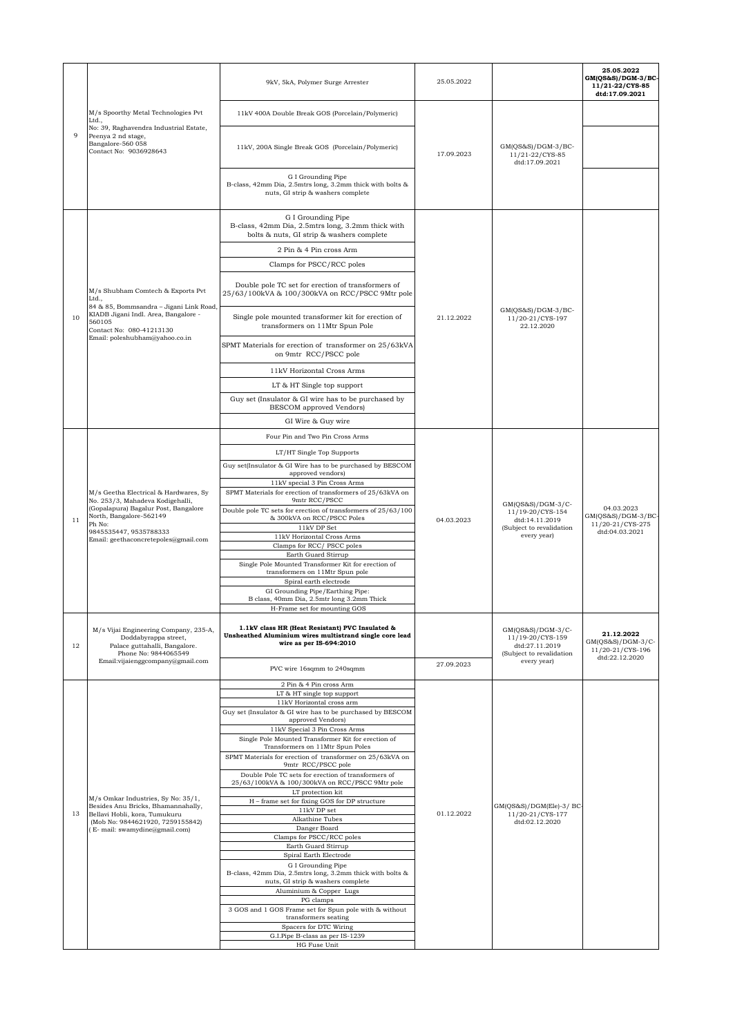| | | | | | |
|---|---|---|---|---|---|
| 9 | M/s Spoorthy Metal Technologies Pvt Ltd., No: 39, Raghavendra Industrial Estate, Peenya 2 nd stage, Bangalore-560 058 Contact No: 9036928643 | 9kV, 5kA, Polymer Surge Arrester | 25.05.2022 | | 25.05.2022 GM(QS&S)/DGM-3/BC-11/21-22/CYS-85 dtd:17.09.2021 |
| | | 11kV 400A Double Break GOS (Porcelain/Polymeric) | 17.09.2023 | GM(QS&S)/DGM-3/BC-11/21-22/CYS-85 dtd:17.09.2021 | |
| | | 11kV, 200A Single Break GOS (Porcelain/Polymeric) | | | |
| | | G I Grounding Pipe B-class, 42mm Dia, 2.5mtrs long, 3.2mm thick with bolts & nuts, GI strip & washers complete | | | |
| 10 | M/s Shubham Comtech & Exports Pvt Ltd., 84 & 85, Bommsandra – Jigani Link Road, KIADB Jigani Indl. Area, Bangalore - 560105 Contact No: 080-41213130 Email: poleshubham@yahoo.co.in | G I Grounding Pipe B-class, 42mm Dia, 2.5mtrs long, 3.2mm thick with bolts & nuts, GI strip & washers complete | 21.12.2022 | GM(QS&S)/DGM-3/BC-11/20-21/CYS-197 22.12.2020 | |
| | | 2 Pin & 4 Pin cross Arm | | | |
| | | Clamps for PSCC/RCC poles | | | |
| | | Double pole TC set for erection of transformers of 25/63/100kVA & 100/300kVA on RCC/PSCC 9Mtr pole | | | |
| | | Single pole mounted transformer kit for erection of transformers on 11Mtr Spun Pole | | | |
| | | SPMT Materials for erection of transformer on 25/63kVA on 9mtr RCC/PSCC pole | | | |
| | | 11kV Horizontal Cross Arms | | | |
| | | LT & HT Single top support | | | |
| | | Guy set (Insulator & GI wire has to be purchased by BESCOM approved Vendors) | | | |
| | | GI Wire & Guy wire | | | |
| 11 | M/s Geetha Electrical & Hardwares, Sy No. 253/3, Mahadeva Kodigehalli, (Gopalapura) Bagalur Post, Bangalore North, Bangalore-562149 Ph No: 9845535447, 9535788333 Email: geethaconcretepoles@gmail.com | Four Pin and Two Pin Cross Arms | 04.03.2023 | GM(QS&S)/DGM-3/C-11/19-20/CYS-154 dtd:14.11.2019 (Subject to revalidation every year) | 04.03.2023 GM(QS&S)/DGM-3/BC-11/20-21/CYS-275 dtd:04.03.2021 |
| | | LT/HT Single Top Supports | | | |
| | | Guy set(Insulator & GI Wire has to be purchased by BESCOM approved vendors) | | | |
| | | 11kV special 3 Pin Cross Arms | | | |
| | | SPMT Materials for erection of transformers of 25/63kVA on 9mtr RCC/PSCC | | | |
| | | Double pole TC sets for erection of transformers of 25/63/100 & 300kVA on RCC/PSCC Poles | | | |
| | | 11kV DP Set | | | |
| | | 11kV Horizontal Cross Arms | | | |
| | | Clamps for RCC/ PSCC poles | | | |
| | | Earth Guard Stirrup | | | |
| | | Single Pole Mounted Transformer Kit for erection of transformers on 11Mtr Spun pole | | | |
| | | Spiral earth electrode | | | |
| | | GI Grounding Pipe/Earthing Pipe: B class, 40mm Dia, 2.5mtr long 3.2mm Thick | | | |
| | | H-Frame set for mounting GOS | | | |
| 12 | M/s Vijai Engineering Company, 235-A, Doddabyrappa street, Palace guttahalli, Bangalore. Phone No: 9844065549 Email:vijaienggcompany@gmail.com | **1.1kV class HR (Heat Resistant) PVC Insulated & Unsheathed Aluminium wires multistrand single core lead wire as per IS-694:2010** | 27.09.2023 | GM(QS&S)/DGM-3/C-11/19-20/CYS-159 dtd:27.11.2019 (Subject to revalidation every year) | **21.12.2022** GM(QS&S)/DGM-3/C-11/20-21/CYS-196 dtd:22.12.2020 |
| | | PVC wire 16sqmm to 240sqmm | | | |
| 13 | M/s Omkar Industries, Sy No: 35/1, Besides Anu Bricks, Bhamannahally, Bellavi Hobli, kora, Tumukuru (Mob No: 9844621920, 7259155842) ( E- mail: swamydine@gmail.com) | 2 Pin & 4 Pin cross Arm | 01.12.2022 | GM(QS&S)/DGM(Ele)-3/ BC-11/20-21/CYS-177 dtd:02.12.2020 | |
| | | LT & HT single top support | | | |
| | | 11kV Horizontal cross arm | | | |
| | | Guy set (Insulator & GI wire has to be purchased by BESCOM approved Vendors) | | | |
| | | 11kV Special 3 Pin Cross Arms | | | |
| | | Single Pole Mounted Transformer Kit for erection of Transformers on 11Mtr Spun Poles | | | |
| | | SPMT Materials for erection of transformer on 25/63kVA on 9mtr RCC/PSCC pole | | | |
| | | Double pole TC sets for erection of transformers of 25/63/100kVA & 100/300kVA on RCC/PSCC 9Mtr pole | | | |
| | | LT protection kit | | | |
| | | H – frame set for fixing GOS for DP structure | | | |
| | | 11kV DP set | | | |
| | | Alkathine Tubes | | | |
| | | Danger Board | | | |
| | | Clamps for PSCC/RCC poles | | | |
| | | Earth Guard Stirrup | | | |
| | | Spiral Earth Electrode | | | |
| | | G I Grounding Pipe B-class, 42mm Dia, 2.5mtrs long, 3.2mm thick with bolts & nuts, GI strip & washers complete | | | |
| | | Aluminium & Copper Lugs | | | |
| | | PG clamps | | | |
| | | 3 GOS and 1 GOS Frame set for Spun pole with & without transformers seating | | | |
| | | Spacers for DTC Wiring | | | |
| | | G.I.Pipe B-class as per IS-1239 | | | |
| | | HG Fuse Unit | | | |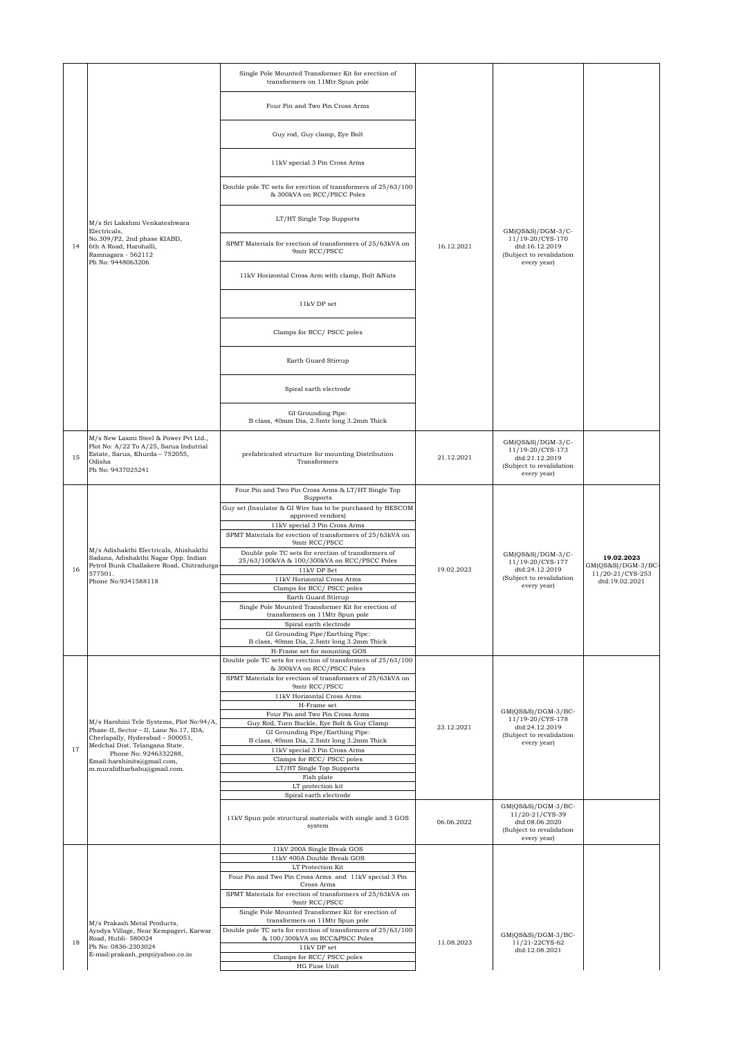| 14 | M/s Sri Lakshmi Venkateshwara Electricals, No.309/P2, 2nd phase KIABD, 6th A Road, Harohalli, Ramnagara - 562112 Ph No: 9448063206 | Single Pole Mounted Transformer Kit for erection of transformers on 11Mtr Spun pole | 16.12.2021 | GM(QS&S)/DGM-3/C-11/19-20/CYS-170 dtd:16.12.2019 (Subject to revalidation every year) | |
|---|---|---|---|---|---|
| | | Four Pin and Two Pin Cross Arms | | | |
| | | Guy rod, Guy clamp, Eye Bolt | | | |
| | | 11kV special 3 Pin Cross Arms | | | |
| | | Double pole TC sets for erection of transformers of 25/63/100 & 300kVA on RCC/PSCC Poles | | | |
| | | LT/HT Single Top Supports | | | |
| | | SPMT Materials for erection of transformers of 25/63kVA on 9mtr RCC/PSCC | | | |
| | | 11kV Horizontal Cross Arm with clamp, Bolt &Nuts | | | |
| | | 11kV DP set | | | |
| | | Clamps for RCC/ PSCC poles | | | |
| | | Earth Guard Stirrup | | | |
| | | Spiral earth electrode | | | |
| | | GI Grounding Pipe: B class, 40mm Dia, 2.5mtr long 3.2mm Thick | | | |
| 15 | M/s New Laxmi Steel & Power Pvt Ltd., Plot No: A/22 To A/25, Sarua Indutrial Estate, Sarua, Khurda – 752055, Odisha Ph No: 9437025241 | prefabricated structure for mounting Distribution Transformers | 21.12.2021 | GM(QS&S)/DGM-3/C-11/19-20/CYS-173 dtd:21.12.2019 (Subject to revalidation every year) | |
| 16 | M/s Adishakthi Electricals, Ahishakthi Sadana, Adishakthi Nagar Opp. Indian Petrol Bunk Challakere Road, Chitradurga-577501. Phone No:9341588118 | Four Pin and Two Pin Cross Arms & LT/HT Single Top Supports | 19.02.2023 | GM(QS&S)/DGM-3/C-11/19-20/CYS-177 dtd:24.12.2019 (Subject to revalidation every year) | **19.02.2023** GM(QS&S)/DGM-3/BC-11/20-21/CYS-253 dtd:19.02.2021 |
| | | Guy set (Insulator & GI Wire has to be purchased by BESCOM approved vendors) | | | |
| | | 11kV special 3 Pin Cross Arms | | | |
| | | SPMT Materials for erection of transformers of 25/63kVA on 9mtr RCC/PSCC | | | |
| | | Double pole TC sets for erection of transformers of 25/63/100kVA & 100/300kVA on RCC/PSCC Poles | | | |
| | | 11kV DP Set | | | |
| | | 11kV Horizontal Cross Arms | | | |
| | | Clamps for RCC/ PSCC poles | | | |
| | | Earth Guard Stirrup | | | |
| | | Single Pole Mounted Transformer Kit for erection of transformers on 11Mtr Spun pole | | | |
| | | Spiral earth electrode | | | |
| | | GI Grounding Pipe/Earthing Pipe: B class, 40mm Dia, 2.5mtr long 3.2mm Thick | | | |
| | | H-Frame set for mounting GOS | | | |
| 17 | M/s Harshini Tele Systems, Plot No:94/A, Phase-II, Sector – II, Lane No.17, IDA, Cherlapally, Hyderabad – 500051, Medchal Dist. Telangana State. Phone No: 9246332288, Email:harshinits@gmail.com, m.muralidharbabu@gmail.com. | Double pole TC sets for erection of transformers of 25/63/100 & 300kVA on RCC/PSCC Poles | 23.12.2021 | GM(QS&S)/DGM-3/BC-11/19-20/CYS-178 dtd:24.12.2019 (Subject to revalidation every year) | |
| | | SPMT Materials for erection of transformers of 25/63kVA on 9mtr RCC/PSCC | | | |
| | | 11kV Horizontal Cross Arms | | | |
| | | H-Frame set | | | |
| | | Four Pin and Two Pin Cross Arms | | | |
| | | Guy Rod, Turn Buckle, Eye Bolt & Guy Clamp | | | |
| | | GI Grounding Pipe/Earthing Pipe: B class, 40mm Dia, 2.5mtr long 3.2mm Thick | | | |
| | | 11kV special 3 Pin Cross Arms | | | |
| | | Clamps for RCC/ PSCC poles | | | |
| | | LT/HT Single Top Supports | | | |
| | | Fish plate | | | |
| | | LT protection kit | | | |
| | | Spiral earth electrode | | | |
| | | 11kV Spun pole structural materials with single and 3 GOS system | 06.06.2022 | GM(QS&S)/DGM-3/BC-11/20-21/CYS-39 dtd:08.06.2020 (Subject to revalidation every year) | |
| 18 | M/s Prakash Metal Products, Ayodya Village, Near Kempageri, Karwar Road, Hubli- 580024 Ph No: 0836-2303024 E-mail:prakash_pmp@yahoo.co.in | 11kV 200A Single Break GOS | 11.08.2023 | GM(QS&S)/DGM-3/BC-11/21-22CYS-62 dtd:12.08.2021 | |
| | | 11kV 400A Double Break GOS | | | |
| | | LT Protection Kit | | | |
| | | Four Pin and Two Pin Cross Arms and 11kV special 3 Pin Cross Arms | | | |
| | | SPMT Materials for erection of transformers of 25/63kVA on 9mtr RCC/PSCC | | | |
| | | Single Pole Mounted Transformer Kit for erection of transformers on 11Mtr Spun pole | | | |
| | | Double pole TC sets for erection of transformers of 25/63/100 & 100/300kVA on RCC&PSCC Poles | | | |
| | | 11kV DP set | | | |
| | | Clamps for RCC/ PSCC poles | | | |
| | | HG Fuse Unit | | | |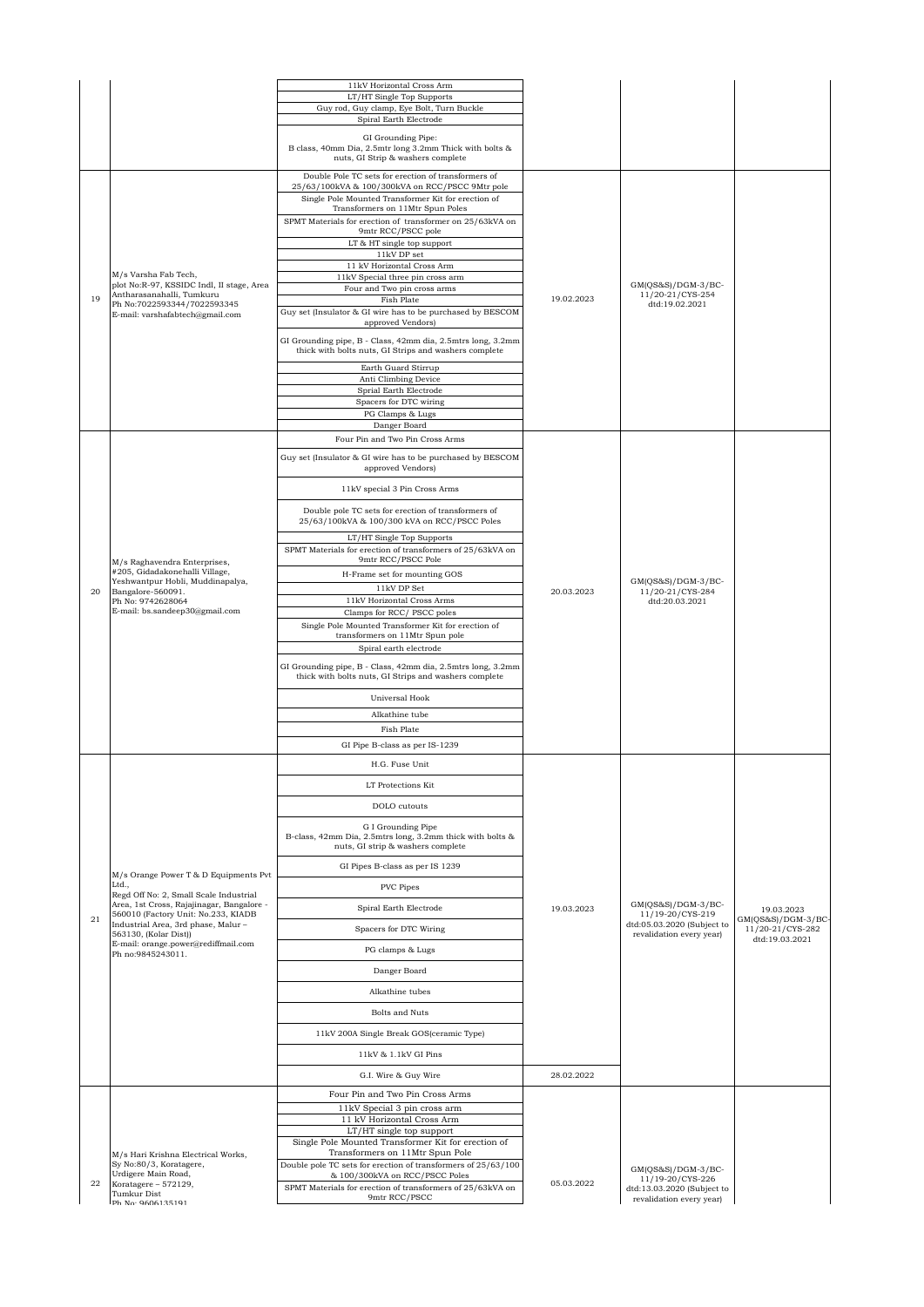| | | | | | |
|---|---|---|---|---|---|
| | | 11kV Horizontal Cross Arm<br>LT/HT Single Top Supports<br>Guy rod, Guy clamp, Eye Bolt, Turn Buckle<br>Spiral Earth Electrode<br>GI Grounding Pipe:<br>B class, 40mm Dia, 2.5mtr long 3.2mm Thick with bolts & nuts, GI Strip & washers complete | | | |
| 19 | M/s Varsha Fab Tech,<br>plot No:R-97, KSSIDC Indl, II stage, Area Antharasanahalli, Tumkuru<br>Ph No:7022593344/7022593345<br>E-mail: varshafabtech@gmail.com | Double Pole TC sets for erection of transformers of 25/63/100kVA & 100/300kVA on RCC/PSCC 9Mtr pole<br>Single Pole Mounted Transformer Kit for erection of Transformers on 11Mtr Spun Poles<br>SPMT Materials for erection of transformer on 25/63kVA on 9mtr RCC/PSCC pole<br>LT & HT single top support<br>11kV DP set<br>11 kV Horizontal Cross Arm<br>11kV Special three pin cross arm<br>Four and Two pin cross arms<br>Fish Plate<br>Guy set (Insulator & GI wire has to be purchased by BESCOM approved Vendors)<br>GI Grounding pipe, B - Class, 42mm dia, 2.5mtrs long, 3.2mm thick with bolts nuts, GI Strips and washers complete<br>Earth Guard Stirrup<br>Anti Climbing Device<br>Sprial Earth Electrode<br>Spacers for DTC wiring<br>PG Clamps & Lugs<br>Danger Board | 19.02.2023 | GM(QS&S)/DGM-3/BC-11/20-21/CYS-254 dtd:19.02.2021 | |
| 20 | M/s Raghavendra Enterprises,<br>#205, Gidadakonehalli Village, Yeshwantpur Hobli, Muddinapalya, Bangalore-560091.<br>Ph No: 9742628064<br>E-mail: bs.sandeep30@gmail.com | Four Pin and Two Pin Cross Arms<br>Guy set (Insulator & GI wire has to be purchased by BESCOM approved Vendors)<br>11kV special 3 Pin Cross Arms<br>Double pole TC sets for erection of transformers of 25/63/100kVA & 100/300 kVA on RCC/PSCC Poles<br>LT/HT Single Top Supports<br>SPMT Materials for erection of transformers of 25/63kVA on 9mtr RCC/PSCC Pole<br>H-Frame set for mounting GOS<br>11kV DP Set<br>11kV Horizontal Cross Arms<br>Clamps for RCC/ PSCC poles<br>Single Pole Mounted Transformer Kit for erection of transformers on 11Mtr Spun pole<br>Spiral earth electrode<br>GI Grounding pipe, B - Class, 42mm dia, 2.5mtrs long, 3.2mm thick with bolts nuts, GI Strips and washers complete<br>Universal Hook<br>Alkathine tube<br>Fish Plate<br>GI Pipe B-class as per IS-1239 | 20.03.2023 | GM(QS&S)/DGM-3/BC-11/20-21/CYS-284 dtd:20.03.2021 | |
| 21 | M/s Orange Power T & D Equipments Pvt Ltd.,<br>Regd Off No: 2, Small Scale Industrial Area, 1st Cross, Rajajinagar, Bangalore - 560010 (Factory Unit: No.233, KIADB Industrial Area, 3rd phase, Malur – 563130, (Kolar Dist))<br>E-mail: orange.power@rediffmail.com<br>Ph no:9845243011. | H.G. Fuse Unit<br>LT Protections Kit<br>DOLO cutouts<br>G I Grounding Pipe<br>B-class, 42mm Dia, 2.5mtrs long, 3.2mm thick with bolts & nuts, GI strip & washers complete<br>GI Pipes B-class as per IS 1239<br>PVC Pipes<br>Spiral Earth Electrode<br>Spacers for DTC Wiring<br>PG clamps & Lugs<br>Danger Board<br>Alkathine tubes<br>Bolts and Nuts<br>11kV 200A Single Break GOS(ceramic Type)<br>11kV & 1.1kV GI Pins | 19.03.2023 | GM(QS&S)/DGM-3/BC-11/19-20/CYS-219 dtd:05.03.2020 (Subject to revalidation every year) | 19.03.2023 GM(QS&S)/DGM-3/BC-11/20-21/CYS-282 dtd:19.03.2021 |
| | | G.I. Wire & Guy Wire | 28.02.2022 | | |
| 22 | M/s Hari Krishna Electrical Works,<br>Sy No:80/3, Koratagere, Urdigere Main Road, Koratagere – 572129, Tumkur Dist<br>Ph No: 9606135191 | Four Pin and Two Pin Cross Arms<br>11kV Special 3 pin cross arm<br>11 kV Horizontal Cross Arm<br>LT/HT single top support<br>Single Pole Mounted Transformer Kit for erection of Transformers on 11Mtr Spun Pole<br>Double pole TC sets for erection of transformers of 25/63/100 & 100/300kVA on RCC/PSCC Poles<br>SPMT Materials for erection of transformers of 25/63kVA on 9mtr RCC/PSCC | 05.03.2022 | GM(QS&S)/DGM-3/BC-11/19-20/CYS-226 dtd:13.03.2020 (Subject to revalidation every year) | |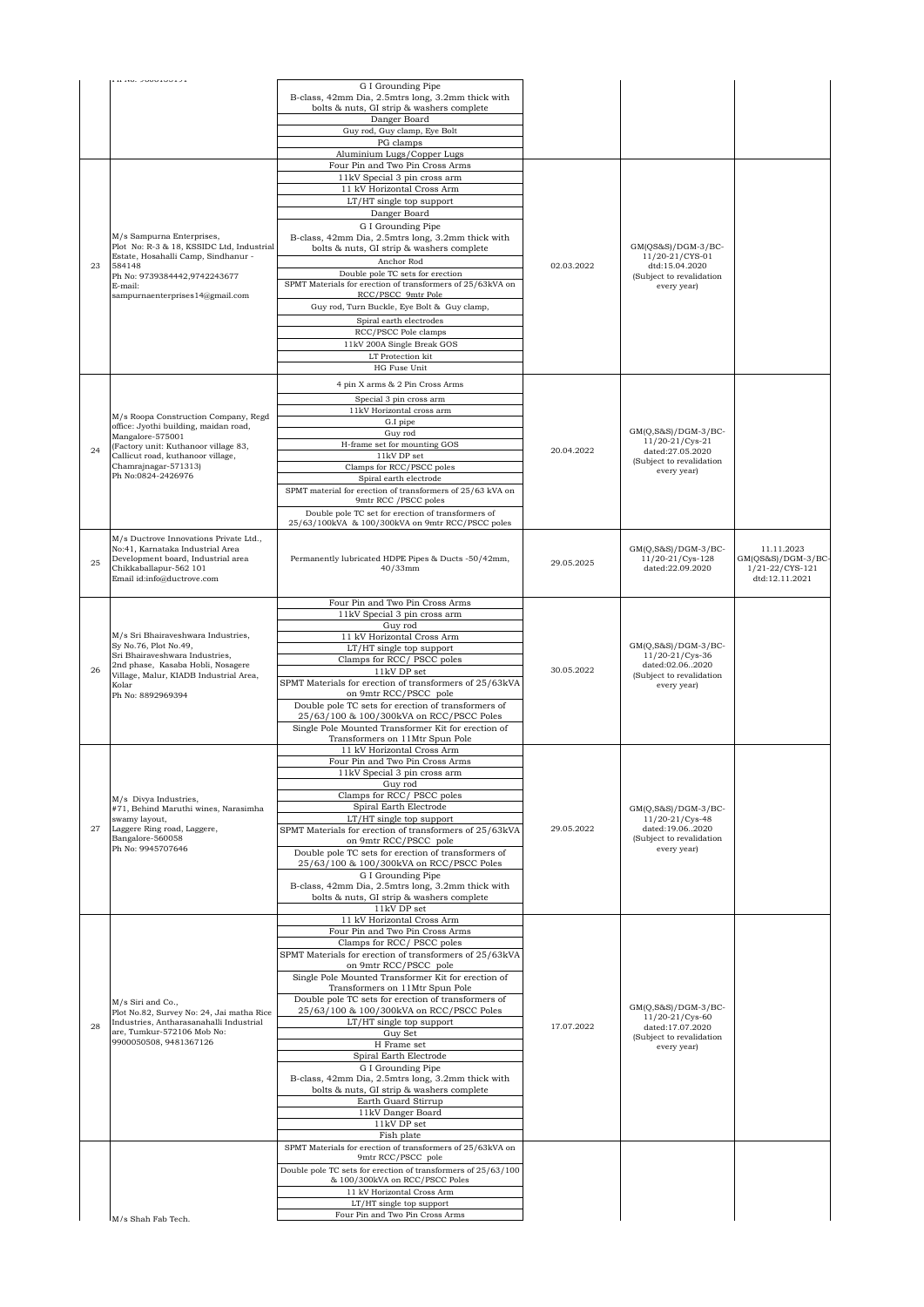| | | | | | |
|---|---|---|---|---|---|
| | Ph No: 9880155191 | G I Grounding Pipe<br>B-class, 42mm Dia, 2.5mtrs long, 3.2mm thick with bolts & nuts, GI strip & washers complete<br>Danger Board<br>Guy rod, Guy clamp, Eye Bolt<br>PG clamps<br>Aluminium Lugs/Copper Lugs | | | |
| 23 | M/s Sampurna Enterprises,<br>Plot No: R-3 & 18, KSSIDC Ltd, Industrial Estate, Hosahalli Camp, Sindhanur - 584148<br>Ph No: 9739384442,9742243677<br>E-mail: sampurnaenterprises14@gmail.com | Four Pin and Two Pin Cross Arms<br>11kV Special 3 pin cross arm<br>11 kV Horizontal Cross Arm<br>LT/HT single top support<br>Danger Board<br>G I Grounding Pipe<br>B-class, 42mm Dia, 2.5mtrs long, 3.2mm thick with bolts & nuts, GI strip & washers complete<br>Anchor Rod<br>Double pole TC sets for erection<br>SPMT Materials for erection of transformers of 25/63kVA on RCC/PSCC 9mtr Pole<br>Guy rod, Turn Buckle, Eye Bolt & Guy clamp,<br>Spiral earth electrodes<br>RCC/PSCC Pole clamps<br>11kV 200A Single Break GOS<br>LT Protection kit<br>HG Fuse Unit | 02.03.2022 | GM(QS&S)/DGM-3/BC-11/20-21/CYS-01 dtd:15.04.2020<br>(Subject to revalidation every year) | |
| 24 | M/s Roopa Construction Company, Regd office: Jyothi building, maidan road, Mangalore-575001<br>(Factory unit: Kuthanoor village 83, Callicut road, kuthanoor village, Chamrajnagar-571313)<br>Ph No:0824-2426976 | 4 pin X arms & 2 Pin Cross Arms<br>Special 3 pin cross arm<br>11kV Horizontal cross arm<br>G.I pipe<br>Guy rod<br>H-frame set for mounting GOS<br>11kV DP set<br>Clamps for RCC/PSCC poles<br>Spiral earth electrode<br>SPMT material for erection of transformers of 25/63 kVA on 9mtr RCC /PSCC poles<br>Double pole TC set for erection of transformers of 25/63/100kVA & 100/300kVA on 9mtr RCC/PSCC poles | 20.04.2022 | GM(Q,S&S)/DGM-3/BC-11/20-21/Cys-21 dated:27.05.2020<br>(Subject to revalidation every year) | |
| 25 | M/s Ductrove Innovations Private Ltd., No:41, Karnataka Industrial Area Development board, Industrial area Chikkaballapur-562 101<br>Email id:info@ductrove.com | Permanently lubricated HDPE Pipes & Ducts -50/42mm, 40/33mm | 29.05.2025 | GM(Q,S&S)/DGM-3/BC-11/20-21/Cys-128 dated:22.09.2020 | 11.11.2023 GM(QS&S)/DGM-3/BC-1/21-22/CYS-121 dtd:12.11.2021 |
| 26 | M/s Sri Bhairaveshwara Industries, Sy No.76, Plot No.49, Sri Bhairaveshwara Industries, 2nd phase, Kasaba Hobli, Nosagere Village, Malur, KIADB Industrial Area, Kolar<br>Ph No: 8892969394 | Four Pin and Two Pin Cross Arms<br>11kV Special 3 pin cross arm<br>Guy rod<br>11 kV Horizontal Cross Arm<br>LT/HT single top support<br>Clamps for RCC/ PSCC poles<br>11kV DP set<br>SPMT Materials for erection of transformers of 25/63kVA on 9mtr RCC/PSCC pole<br>Double pole TC sets for erection of transformers of 25/63/100 & 100/300kVA on RCC/PSCC Poles<br>Single Pole Mounted Transformer Kit for erection of Transformers on 11Mtr Spun Pole | 30.05.2022 | GM(Q,S&S)/DGM-3/BC-11/20-21/Cys-36 dated:02.06..2020<br>(Subject to revalidation every year) | |
| 27 | M/s Divya Industries, #71, Behind Maruthi wines, Narasimha swamy layout, Laggere Ring road, Laggere, Bangalore-560058<br>Ph No: 9945707646 | 11 kV Horizontal Cross Arm<br>Four Pin and Two Pin Cross Arms<br>11kV Special 3 pin cross arm<br>Guy rod<br>Clamps for RCC/ PSCC poles<br>Spiral Earth Electrode<br>LT/HT single top support<br>SPMT Materials for erection of transformers of 25/63kVA on 9mtr RCC/PSCC pole<br>Double pole TC sets for erection of transformers of 25/63/100 & 100/300kVA on RCC/PSCC Poles<br>G I Grounding Pipe<br>B-class, 42mm Dia, 2.5mtrs long, 3.2mm thick with bolts & nuts, GI strip & washers complete<br>11kV DP set | 29.05.2022 | GM(Q,S&S)/DGM-3/BC-11/20-21/Cys-48 dated:19.06..2020<br>(Subject to revalidation every year) | |
| 28 | M/s Siri and Co., Plot No.82, Survey No: 24, Jai matha Rice Industries, Antharasanahalli Industrial are, Tumkur-572106 Mob No: 9900050508, 9481367126 | 11 kV Horizontal Cross Arm<br>Four Pin and Two Pin Cross Arms<br>Clamps for RCC/ PSCC poles<br>SPMT Materials for erection of transformers of 25/63kVA on 9mtr RCC/PSCC pole<br>Single Pole Mounted Transformer Kit for erection of Transformers on 11Mtr Spun Pole<br>Double pole TC sets for erection of transformers of 25/63/100 & 100/300kVA on RCC/PSCC Poles<br>LT/HT single top support<br>Guy Set<br>H Frame set<br>Spiral Earth Electrode<br>G I Grounding Pipe<br>B-class, 42mm Dia, 2.5mtrs long, 3.2mm thick with bolts & nuts, GI strip & washers complete<br>Earth Guard Stirrup<br>11kV Danger Board<br>11kV DP set<br>Fish plate | 17.07.2022 | GM(Q,S&S)/DGM-3/BC-11/20-21/Cys-60 dated:17.07.2020<br>(Subject to revalidation every year) | |
| | M/s Shah Fab Tech. | SPMT Materials for erection of transformers of 25/63kVA on 9mtr RCC/PSCC pole<br>Double pole TC sets for erection of transformers of 25/63/100 & 100/300kVA on RCC/PSCC Poles<br>11 kV Horizontal Cross Arm<br>LT/HT single top support<br>Four Pin and Two Pin Cross Arms | | | |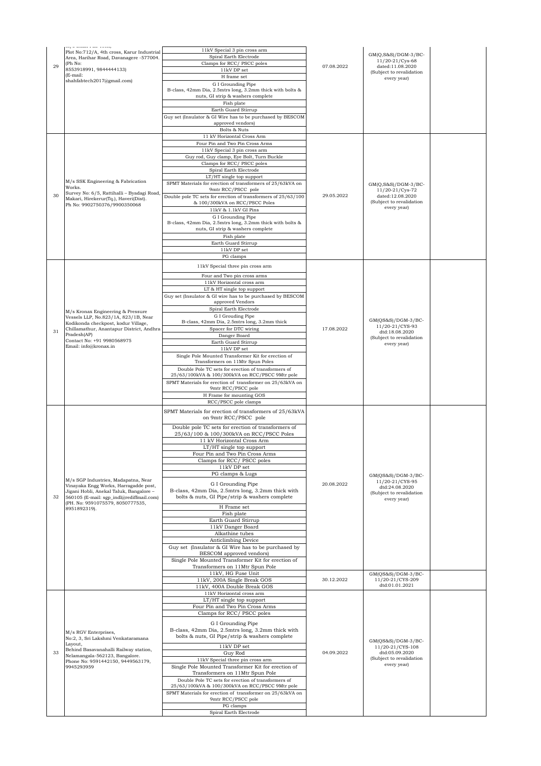| 29 | M/s Shah Fab Tech, Plot No:712/A, 4th cross, Karur Industrial Area, Harihar Road, Davanagere -577004. (Ph No: 8553918991, 9844444133) (E-mail: shahfabtech2017@gmail.com) | 11kV Special 3 pin cross arm<br>Spiral Earth Electrode<br>Clamps for RCC/ PSCC poles<br>11kV DP set<br>H frame set<br>G I Grounding Pipe B-class, 42mm Dia, 2.5mtrs long, 3.2mm thick with bolts & nuts, GI strip & washers complete<br>Fish plate<br>Earth Guard Stirrup<br>Guy set (Insulator & GI Wire has to be purchased by BESCOM approved vendors)<br>Bolts & Nuts | 07.08.2022 | GM(Q,S&S)/DGM-3/BC-11/20-21/Cys-68 dated:11.08.2020 (Subject to revalidation every year) | |
|---|---|---|---|---|---|
| 30 | M/s SSK Engineering & Fabrication Works. Survey No: 6/5, Rattihalli – Byadagi Road, Makari, Hirekerur(Tq.), Haveri(Dist). Ph No: 9902750376/9900350068 | 11 kV Horizontal Cross Arm<br>Four Pin and Two Pin Cross Arms<br>11kV Special 3 pin cross arm<br>Guy rod, Guy clamp, Eye Bolt, Turn Buckle<br>Clamps for RCC/ PSCC poles<br>Spiral Earth Electrode<br>LT/HT single top support<br>SPMT Materials for erection of transformers of 25/63kVA on 9mtr RCC/PSCC pole<br>Double pole TC sets for erection of transformers of 25/63/100 & 100/300kVA on RCC/PSCC Poles<br>11kV & 1.1kV GI Pins<br>G I Grounding Pipe B-class, 42mm Dia, 2.5mtrs long, 3.2mm thick with bolts & nuts, GI strip & washers complete<br>Fish plate<br>Earth Guard Stirrup<br>11kV DP set<br>PG clamps | 29.05.2022 | GM(Q,S&S)/DGM-3/BC-11/20-21/Cys-72 dated:12.08.2020 (Subject to revalidation every year) | |
| 31 | M/s Kronax Engineering & Pressure Vessels LLP, No.823/1A, 823/1B, Near Kodikonda checkpost, kodur Village, Chillamathur, Anantapur District, Andhra Pradesh(AP) Contact No: +91 9980568975 Email: info@kronax.in | 11kV Special three pin cross arm<br>Four and Two pin cross arms<br>11kV Horizontal cross arm<br>LT & HT single top support<br>Guy set (Insulator & GI wire has to be purchased by BESCOM approved Vendors<br>Spiral Earth Electrode<br>G I Grouding Pipe B-class, 42mm Dia, 2.5mtrs long, 3.2mm thick<br>Spacer for DTC wiring<br>Danger Board<br>Earth Guard Stirrup<br>11kV DP set<br>Single Pole Mounted Transformer Kit for erection of Transformers on 11Mtr Spun Poles<br>Double Pole TC sets for erection of transformers of 25/63/100kVA & 100/300kVA on RCC/PSCC 9Mtr pole<br>SPMT Materials for erection of transformer on 25/63kVA on 9mtr RCC/PSCC pole<br>H Frame for mounting GOS<br>RCC/PSCC pole clamps | 17.08.2022 | GM(QS&S)/DGM-3/BC-11/20-21/CYS-93 dtd:18.08.2020 (Subject to revalidation every year) | |
| 32 | M/s SGP Industries, Madapatna, Near Vinayaka Engg Works, Harragadde post, Jigani Hobli, Anekal Taluk, Bangalore – 560105 (E-mail: sgp_indl@rediffmail.com) (PH. No: 9591075579, 8050777535, 8951892319). | SPMT Materials for erection of transformers of 25/63kVA on 9mtr RCC/PSCC pole<br>Double pole TC sets for erection of transformers of 25/63/100 & 100/300kVA on RCC/PSCC Poles<br>11 kV Horizontal Cross Arm<br>LT/HT single top support<br>Four Pin and Two Pin Cross Arms<br>Clamps for RCC/ PSCC poles<br>11kV DP set<br>PG clamps & Lugs<br>G I Grounding Pipe B-class, 42mm Dia, 2.5mtrs long, 3.2mm thick with bolts & nuts, GI Pipe/strip & washers complete<br>H Frame set<br>Fish plate<br>Earth Guard Stirrup<br>11kV Danger Board<br>Alkathine tubes<br>Anticlimbing Device<br>Guy set (Insulator & GI Wire has to be purchased by BESCOM approved vendors)<br>Single Pole Mounted Transformer Kit for erection of Transformers on 11Mtr Spun Pole | 20.08.2022 | GM(QS&S)/DGM-3/BC-11/20-21/CYS-95 dtd:24.08.2020 (Subject to revalidation every year) | |
| | | 11kV, HG Fuse Unit<br>11kV, 200A Single Break GOS<br>11kV, 400A Double Break GOS | 30.12.2022 | GM(QS&S)/DGM-3/BC-11/20-21/CYS-209 dtd:01.01.2021 | |
| 33 | M/s RGV Enterprises, No:2, 3, Sri Lakshmi Venkataramana Layout, Behind Basavanahalli Railway station, Nelamangala-562123, Bangalore. Phone No: 9591442150, 9449563179, 9945293959 | 11kV Horizontal cross arm<br>LT/HT single top support<br>Four Pin and Two Pin Cross Arms<br>Clamps for RCC/ PSCC poles<br>G I Grounding Pipe B-class, 42mm Dia, 2.5mtrs long, 3.2mm thick with bolts & nuts, GI Pipe/strip & washers complete<br>11kV DP set<br>Guy Rod<br>11kV Special three pin cross arm<br>Single Pole Mounted Transformer Kit for erection of Transformers on 11Mtr Spun Pole<br>Double Pole TC sets for erection of transformers of 25/63/100kVA & 100/300kVA on RCC/PSCC 9Mtr pole<br>SPMT Materials for erection of transformer on 25/63kVA on 9mtr RCC/PSCC pole<br>PG clamps<br>Spiral Earth Electrode | 04.09.2022 | GM(QS&S)/DGM-3/BC-11/20-21/CYS-108 dtd:05.09.2020 (Subject to revalidation every year) | |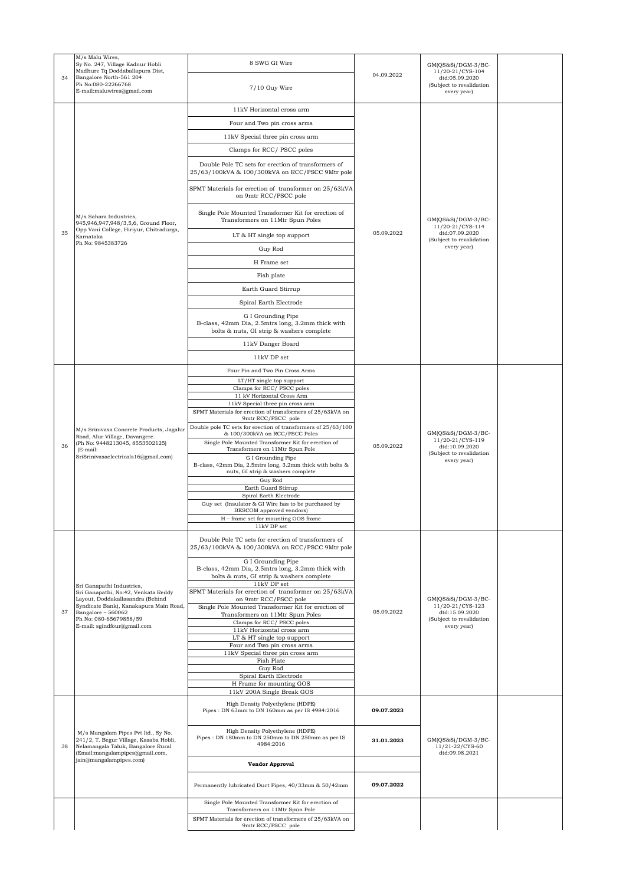| 34 | M/s Malu Wires, Sy No. 247, Village Kadnur Hobli Madhure Tq Doddaballapura Dist, Bangalore North-561 204 Ph No:080-22266768 E-mail:maluwires@gmail.com | 8 SWG GI Wire<br>7/10 Guy Wire | 04.09.2022 | GM(QS&S)/DGM-3/BC-11/20-21/CYS-104 dtd:05.09.2020 (Subject to revalidation every year) | |
|---|---|---|---|---|---|
| 35 | M/s Sahara Industries, 945,946,947,948/3,5,6, Ground Floor, Opp Vani College, Hiriyur, Chitradurga, Karnataka Ph No: 9845383726 | 11kV Horizontal cross arm<br>Four and Two pin cross arms<br>11kV Special three pin cross arm<br>Clamps for RCC/ PSCC poles<br>Double Pole TC sets for erection of transformers of 25/63/100kVA & 100/300kVA on RCC/PSCC 9Mtr pole<br>SPMT Materials for erection of transformer on 25/63kVA on 9mtr RCC/PSCC pole<br>Single Pole Mounted Transformer Kit for erection of Transformers on 11Mtr Spun Poles<br>LT & HT single top support<br>Guy Rod<br>H Frame set<br>Fish plate<br>Earth Guard Stirrup<br>Spiral Earth Electrode<br>G I Grounding Pipe B-class, 42mm Dia, 2.5mtrs long, 3.2mm thick with bolts & nuts, GI strip & washers complete<br>11kV Danger Board<br>11kV DP set | 05.09.2022 | GM(QS&S)/DGM-3/BC-11/20-21/CYS-114 dtd:07.09.2020 (Subject to revalidation every year) | |
| 36 | M/s Srinivasa Concrete Products, Jagalur Road, Alur Village, Davangere. (Ph No: 9448213045, 8553502125) (E-mail: SriSrinivasaelectricals16@gmail.com) | Four Pin and Two Pin Cross Arms<br>LT/HT single top support<br>Clamps for RCC/ PSCC poles<br>11 kV Horizontal Cross Arm<br>11kV Special three pin cross arm<br>SPMT Materials for erection of transformers of 25/63kVA on 9mtr RCC/PSCC pole<br>Double pole TC sets for erection of transformers of 25/63/100 & 100/300kVA on RCC/PSCC Poles<br>Single Pole Mounted Transformer Kit for erection of Transformers on 11Mtr Spun Pole<br>G I Grounding Pipe B-class, 42mm Dia, 2.5mtrs long, 3.2mm thick with bolts & nuts, GI strip & washers complete<br>Guy Rod<br>Earth Guard Stirrup<br>Spiral Earth Electrode<br>Guy set (Insulator & GI Wire has to be purchased by BESCOM approved vendors)<br>H – frame set for mounting GOS frame<br>11kV DP set | 05.09.2022 | GM(QS&S)/DGM-3/BC-11/20-21/CYS-119 dtd:10.09.2020 (Subject to revalidation every year) | |
| 37 | Sri Ganapathi Industries, Sri Ganapathi, No:42, Venkata Reddy Layout, Doddakallasandra (Behind Syndicate Bank), Kanakapura Main Road, Bangalore – 560062 Ph No: 080-65679858/59 E-mail: sgindfour@gmail.com | Double Pole TC sets for erection of transformers of 25/63/100kVA & 100/300kVA on RCC/PSCC 9Mtr pole<br>G I Grounding Pipe B-class, 42mm Dia, 2.5mtrs long, 3.2mm thick with bolts & nuts, GI strip & washers complete<br>11kV DP set<br>SPMT Materials for erection of transformer on 25/63kVA on 9mtr RCC/PSCC pole<br>Single Pole Mounted Transformer Kit for erection of Transformers on 11Mtr Spun Poles<br>Clamps for RCC/ PSCC poles<br>11kV Horizontal cross arm<br>LT & HT single top support<br>Four and Two pin cross arms<br>11kV Special three pin cross arm<br>Fish Plate<br>Guy Rod<br>Spiral Earth Electrode<br>H Frame for mounting GOS<br>11kV 200A Single Break GOS | 05.09.2022 | GM(QS&S)/DGM-3/BC-11/20-21/CYS-123 dtd:15.09.2020 (Subject to revalidation every year) | |
| 38 | M/s Mangalam Pipes Pvt ltd., Sy No. 241/2, T. Begur Village, Kasaba Hobli, Nelamangala Taluk, Bangalore Rural (Email:mangalampipes@gmail.com, jain@mangalampipes.com) | High Density Polyethylene (HDPE) Pipes : DN 63mm to DN 160mm as per IS 4984:2016 | **09.07.2023** | GM(QS&S)/DGM-3/BC-11/21-22/CYS-60 dtd:09.08.2021 | |
| | | High Density Polyethylene (HDPE) Pipes : DN 180mm to DN 250mm to DN 250mm as per IS 4984:2016 | **31.01.2023** | | |
| | | **Vendor Approval** | | | |
| | | Permanently lubricated Duct Pipes, 40/33mm & 50/42mm | **09.07.2022** | | |
| | | Single Pole Mounted Transformer Kit for erection of Transformers on 11Mtr Spun Pole<br>SPMT Materials for erection of transformers of 25/63kVA on 9mtr RCC/PSCC pole | | | |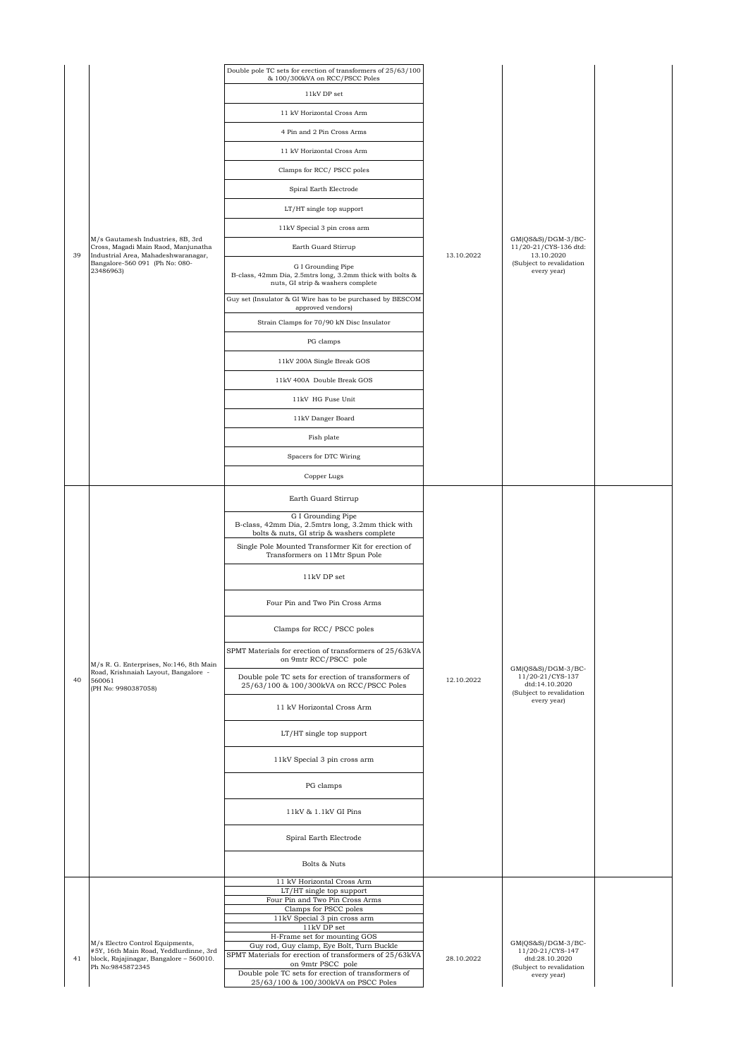| 39 | M/s Gautamesh Industries, 8B, 3rd Cross, Magadi Main Raod, Manjunatha Industrial Area, Mahadeshwaranagar, Bangalore-560 091 (Ph No: 080-23486963) | Double pole TC sets for erection of transformers of 25/63/100 & 100/300kVA on RCC/PSCC Poles<br>11kV DP set<br>11 kV Horizontal Cross Arm<br>4 Pin and 2 Pin Cross Arms<br>11 kV Horizontal Cross Arm<br>Clamps for RCC/ PSCC poles<br>Spiral Earth Electrode<br>LT/HT single top support<br>11kV Special 3 pin cross arm<br>Earth Guard Stirrup<br>G I Grounding Pipe B-class, 42mm Dia, 2.5mtrs long, 3.2mm thick with bolts & nuts, GI strip & washers complete<br>Guy set (Insulator & GI Wire has to be purchased by BESCOM approved vendors)<br>Strain Clamps for 70/90 kN Disc Insulator<br>PG clamps<br>11kV 200A Single Break GOS<br>11kV 400A Double Break GOS<br>11kV HG Fuse Unit<br>11kV Danger Board<br>Fish plate<br>Spacers for DTC Wiring<br>Copper Lugs | 13.10.2022 | GM(QS&S)/DGM-3/BC-11/20-21/CYS-136 dtd: 13.10.2020 (Subject to revalidation every year) | |
|---|---|---|---|---|---|
| 40 | M/s R. G. Enterprises, No:146, 8th Main Road, Krishnaiah Layout, Bangalore - 560061 (PH No: 9980387058) | Earth Guard Stirrup<br>G I Grounding Pipe B-class, 42mm Dia, 2.5mtrs long, 3.2mm thick with bolts & nuts, GI strip & washers complete<br>Single Pole Mounted Transformer Kit for erection of Transformers on 11Mtr Spun Pole<br>11kV DP set<br>Four Pin and Two Pin Cross Arms<br>Clamps for RCC/ PSCC poles<br>SPMT Materials for erection of transformers of 25/63kVA on 9mtr RCC/PSCC pole<br>Double pole TC sets for erection of transformers of 25/63/100 & 100/300kVA on RCC/PSCC Poles<br>11 kV Horizontal Cross Arm<br>LT/HT single top support<br>11kV Special 3 pin cross arm<br>PG clamps<br>11kV & 1.1kV GI Pins<br>Spiral Earth Electrode<br>Bolts & Nuts | 12.10.2022 | GM(QS&S)/DGM-3/BC-11/20-21/CYS-137 dtd:14.10.2020 (Subject to revalidation every year) | |
| 41 | M/s Electro Control Equipments, #5Y, 16th Main Road, Yeddlurdinne, 3rd block, Rajajinagar, Bangalore – 560010. Ph No:9845872345 | 11 kV Horizontal Cross Arm<br>LT/HT single top support<br>Four Pin and Two Pin Cross Arms<br>Clamps for PSCC poles<br>11kV Special 3 pin cross arm<br>11kV DP set<br>H-Frame set for mounting GOS<br>Guy rod, Guy clamp, Eye Bolt, Turn Buckle<br>SPMT Materials for erection of transformers of 25/63kVA on 9mtr PSCC pole<br>Double pole TC sets for erection of transformers of 25/63/100 & 100/300kVA on PSCC Poles | 28.10.2022 | GM(QS&S)/DGM-3/BC-11/20-21/CYS-147 dtd:28.10.2020 (Subject to revalidation every year) | |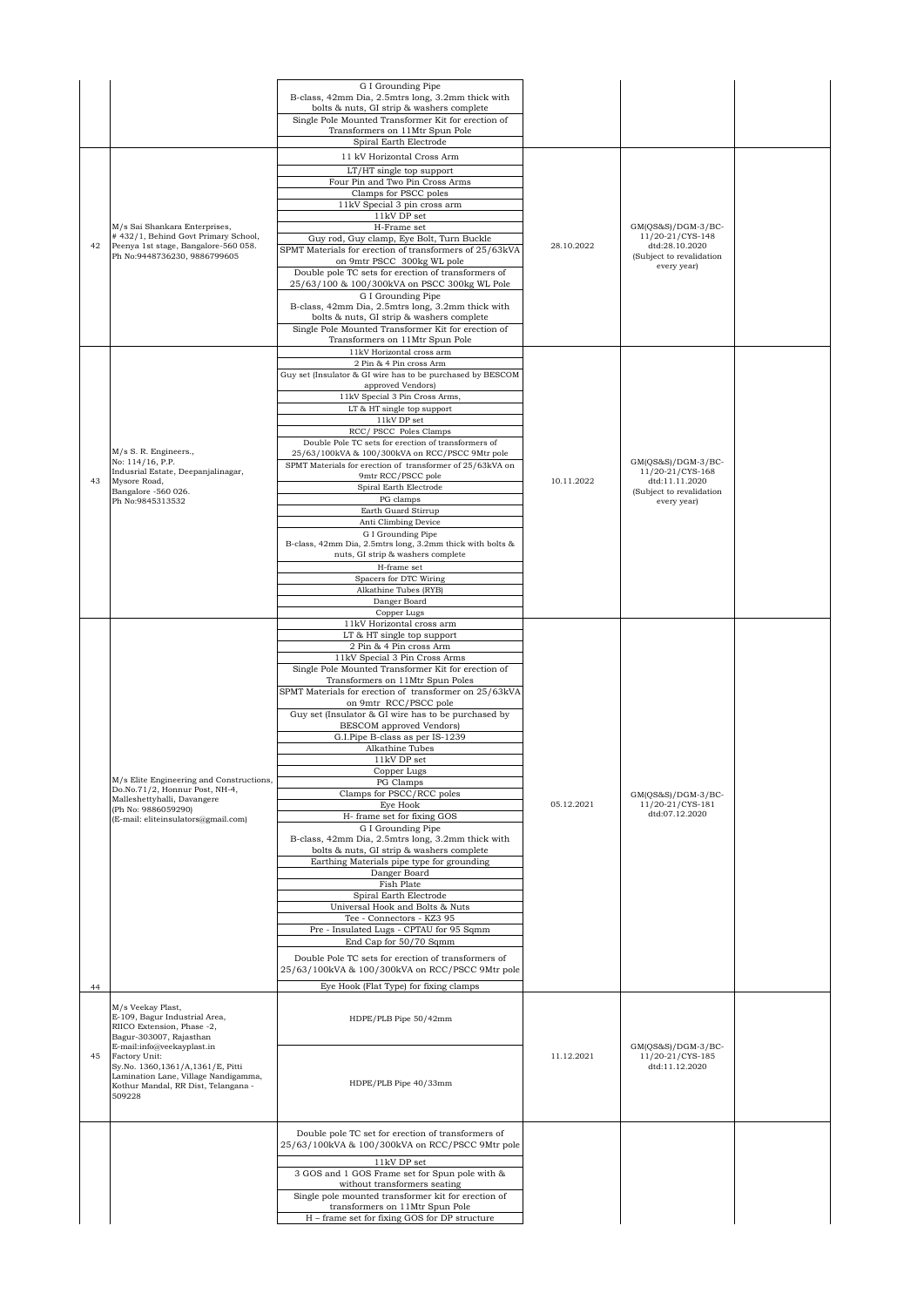| | | | | | |
|---|---|---|---|---|---|
| | | G I Grounding Pipe<br>B-class, 42mm Dia, 2.5mtrs long, 3.2mm thick with bolts & nuts, GI strip & washers complete<br>Single Pole Mounted Transformer Kit for erection of Transformers on 11Mtr Spun Pole<br>Spiral Earth Electrode | | | |
| 42 | M/s Sai Shankara Enterprises,<br># 432/1, Behind Govt Primary School, Peenya 1st stage, Bangalore-560 058.<br>Ph No:9448736230, 9886799605 | 11 kV Horizontal Cross Arm<br>LT/HT single top support<br>Four Pin and Two Pin Cross Arms<br>Clamps for PSCC poles<br>11kV Special 3 pin cross arm<br>11kV DP set<br>H-Frame set<br>Guy rod, Guy clamp, Eye Bolt, Turn Buckle<br>SPMT Materials for erection of transformers of 25/63kVA on 9mtr PSCC 300kg WL pole<br>Double pole TC sets for erection of transformers of 25/63/100 & 100/300kVA on PSCC 300kg WL Pole<br>G I Grounding Pipe<br>B-class, 42mm Dia, 2.5mtrs long, 3.2mm thick with bolts & nuts, GI strip & washers complete<br>Single Pole Mounted Transformer Kit for erection of Transformers on 11Mtr Spun Pole | 28.10.2022 | GM(QS&S)/DGM-3/BC-11/20-21/CYS-148 dtd:28.10.2020 (Subject to revalidation every year) | |
| 43 | M/s S. R. Engineers.,<br>No: 114/16, P.P. Indusrial Estate, Deepanjalinagar, Mysore Road,<br>Bangalore -560 026.<br>Ph No:9845313532 | 11kV Horizontal cross arm<br>2 Pin & 4 Pin cross Arm<br>Guy set (Insulator & GI wire has to be purchased by BESCOM approved Vendors)<br>11kV Special 3 Pin Cross Arms,<br>LT & HT single top support<br>11kV DP set<br>RCC/ PSCC Poles Clamps<br>Double Pole TC sets for erection of transformers of 25/63/100kVA & 100/300kVA on RCC/PSCC 9Mtr pole<br>SPMT Materials for erection of transformer of 25/63kVA on 9mtr RCC/PSCC pole<br>Spiral Earth Electrode<br>PG clamps<br>Earth Guard Stirrup<br>Anti Climbing Device<br>G I Grounding Pipe<br>B-class, 42mm Dia, 2.5mtrs long, 3.2mm thick with bolts & nuts, GI strip & washers complete<br>H-frame set<br>Spacers for DTC Wiring<br>Alkathine Tubes (RYB)<br>Danger Board<br>Copper Lugs | 10.11.2022 | GM(QS&S)/DGM-3/BC-11/20-21/CYS-168 dtd:11.11.2020 (Subject to revalidation every year) | |
| 44 | M/s Elite Engineering and Constructions,<br>Do.No.71/2, Honnur Post, NH-4, Malleshettyhalli, Davangere<br>(Ph No: 9886059290)<br>(E-mail: eliteinsulators@gmail.com) | 11kV Horizontal cross arm<br>LT & HT single top support<br>2 Pin & 4 Pin cross Arm<br>11kV Special 3 Pin Cross Arms<br>Single Pole Mounted Transformer Kit for erection of Transformers on 11Mtr Spun Poles<br>SPMT Materials for erection of transformer on 25/63kVA on 9mtr RCC/PSCC pole<br>Guy set (Insulator & GI wire has to be purchased by BESCOM approved Vendors)<br>G.I.Pipe B-class as per IS-1239<br>Alkathine Tubes<br>11kV DP set<br>Copper Lugs<br>PG Clamps<br>Clamps for PSCC/RCC poles<br>Eye Hook<br>H- frame set for fixing GOS<br>G I Grounding Pipe<br>B-class, 42mm Dia, 2.5mtrs long, 3.2mm thick with bolts & nuts, GI strip & washers complete<br>Earthing Materials pipe type for grounding<br>Danger Board<br>Fish Plate<br>Spiral Earth Electrode<br>Universal Hook and Bolts & Nuts<br>Tee - Connectors - KZ3 95<br>Pre - Insulated Lugs - CPTAU for 95 Sqmm<br>End Cap for 50/70 Sqmm<br>Double pole TC sets for erection of transformers of 25/63/100kVA & 100/300kVA on RCC/PSCC 9Mtr pole<br>Eye Hook (Flat Type) for fixing clamps | 05.12.2021 | GM(QS&S)/DGM-3/BC-11/20-21/CYS-181 dtd:07.12.2020 | |
| 45 | M/s Veekay Plast,<br>E-109, Bagur Industrial Area, RIICO Extension, Phase -2, Bagur-303007, Rajasthan<br>E-mail:info@veekayplast.in<br>Factory Unit:<br>Sy.No. 1360,1361/A,1361/E, Pitti Lamination Lane, Village Nandigamma, Kothur Mandal, RR Dist, Telangana - 509228 | HDPE/PLB Pipe 50/42mm<br>HDPE/PLB Pipe 40/33mm | 11.12.2021 | GM(QS&S)/DGM-3/BC-11/20-21/CYS-185 dtd:11.12.2020 | |
| | | Double pole TC set for erection of transformers of 25/63/100kVA & 100/300kVA on RCC/PSCC 9Mtr pole<br>11kV DP set<br>3 GOS and 1 GOS Frame set for Spun pole with & without transformers seating<br>Single pole mounted transformer kit for erection of transformers on 11Mtr Spun Pole<br>H – frame set for fixing GOS for DP structure | | | |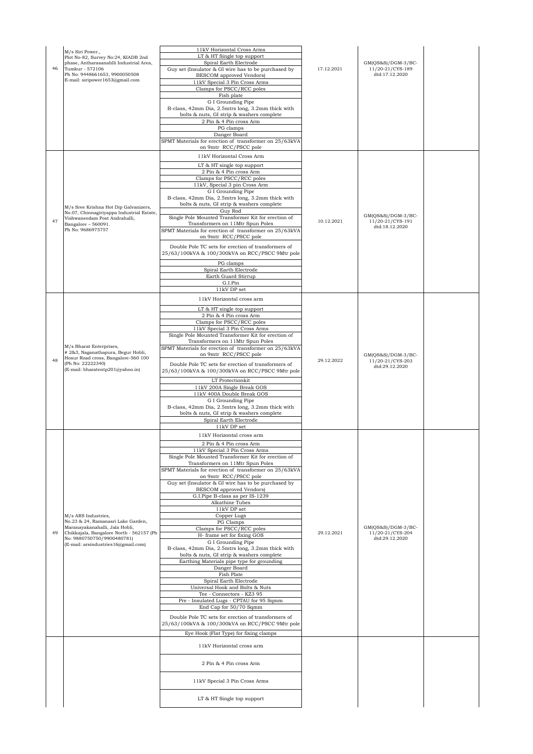| | | | | | |
|---|---|---|---|---|---|
| 46 | M/s Siri Power., Plot No-82, Survey No:24, KIADB 2nd phase, Antharasanahlli Industrial Area, Tumkur - 572106 Ph No: 9448661653, 9900050508 E-mail: siripower1653@gmail.com | 11kV Horizontal Cross Arms<br>LT & HT Single top support<br>Spiral Earth Electrode<br>Guy set (Insulator & GI wire has to be purchased by BESCOM approved Vendors)<br>11kV Special 3 Pin Cross Arms<br>Clamps for PSCC/RCC poles<br>Fish plate<br>G I Grounding Pipe<br>B-class, 42mm Dia, 2.5mtrs long, 3.2mm thick with bolts & nuts, GI strip & washers complete<br>2 Pin & 4 Pin cross Arm<br>PG clamps<br>Danger Board<br>SPMT Materials for erection of transformer on 25/63kVA on 9mtr RCC/PSCC pole | 17.12.2021 | GM(QS&S)/DGM-3/BC-11/20-21/CYS-189 dtd:17.12.2020 | |
| 47 | M/s Sree Krishna Hot Dip Galvanizers, No.07, Chinnagiriyappa Industrial Estate, Vishwaneedam Post Andrahalli, Bangalore – 560091. Ph No: 9686975757 | 11kV Horizontal Cross Arm<br>LT & HT single top support<br>2 Pin & 4 Pin cross Arm<br>Clamps for PSCC/RCC poles<br>11kV, Special 3 pin Cross Arm<br>G I Grounding Pipe<br>B-class, 42mm Dia, 2.5mtrs long, 3.2mm thick with bolts & nuts, GI strip & washers complete<br>Guy Rod<br>Single Pole Mounted Transformer Kit for erection of Transformers on 11Mtr Spun Poles<br>SPMT Materials for erection of transformer on 25/63kVA on 9mtr RCC/PSCC pole<br>Double Pole TC sets for erection of transformers of 25/63/100kVA & 100/300kVA on RCC/PSCC 9Mtr pole<br>PG clamps<br>Spiral Earth Electrode<br>Earth Guard Stirrup<br>G.I.Pin<br>11kV DP set | 10.12.2021 | GM(QS&S)/DGM-3/BC-11/20-21/CYS-191 dtd:18.12.2020 | |
| 48 | M/s Bharat Enterprises, # 2&3, Naganathapura, Begur Hobli, Hosur Road cross, Bangalore-560 100 (Ph No: 22222340) (E-mail: bharatentp201@yahoo.in) | 11kV Horizontal cross arm<br>LT & HT single top support<br>2 Pin & 4 Pin cross Arm<br>Clamps for PSCC/RCC poles<br>11kV Special 3 Pin Cross Arms<br>Single Pole Mounted Transformer Kit for erection of Transformers on 11Mtr Spun Poles<br>SPMT Materials for erection of transformer on 25/63kVA on 9mtr RCC/PSCC pole<br>Double Pole TC sets for erection of transformers of 25/63/100kVA & 100/300kVA on RCC/PSCC 9Mtr pole<br>LT Protectionkit<br>11kV 200A Single Break GOS<br>11kV 400A Double Break GOS<br>G I Grounding Pipe<br>B-class, 42mm Dia, 2.5mtrs long, 3.2mm thick with bolts & nuts, GI strip & washers complete<br>Spiral Earth Electrode<br>11kV DP set | 29.12.2022 | GM(QS&S)/DGM-3/BC-11/20-21/CYS-203 dtd:29.12.2020 | |
| 49 | M/s ARS Industries, No.23 & 24, Ramanasri Lake Garden, Maranayakanahalli, Jala Hobli, Chikkajala, Bangalore North - 562157 (Ph No: 9880750750/9900480781) (E-mail: arsindustries16@gmail.com) | 11kV Horizontal cross arm<br>2 Pin & 4 Pin cross Arm<br>11kV Special 3 Pin Cross Arms<br>Single Pole Mounted Transformer Kit for erection of Transformers on 11Mtr Spun Poles<br>SPMT Materials for erection of transformer on 25/63kVA on 9mtr RCC/PSCC pole<br>Guy set (Insulator & GI wire has to be purchased by BESCOM approved Vendors)<br>G.I.Pipe B-class as per IS-1239<br>Alkathine Tubes<br>11kV DP set<br>Copper Lugs<br>PG Clamps<br>Clamps for PSCC/RCC poles<br>H- frame set for fixing GOS<br>G I Grounding Pipe<br>B-class, 42mm Dia, 2.5mtrs long, 3.2mm thick with bolts & nuts, GI strip & washers complete<br>Earthing Materials pipe type for grounding<br>Danger Board<br>Fish Plate<br>Spiral Earth Electrode<br>Universal Hook and Bolts & Nuts<br>Tee - Connectors - KZ3 95<br>Pre - Insulated Lugs - CPTAU for 95 Sqmm<br>End Cap for 50/70 Sqmm<br>Double Pole TC sets for erection of transformers of 25/63/100kVA & 100/300kVA on RCC/PSCC 9Mtr pole<br>Eye Hook (Flat Type) for fixing clamps | 29.12.2021 | GM(QS&S)/DGM-3/BC-11/20-21/CYS-204 dtd:29.12.2020 | |
| | | 11kV Horizontal cross arm<br>2 Pin & 4 Pin cross Arm<br>11kV Special 3 Pin Cross Arms<br>LT & HT Single top support | | | |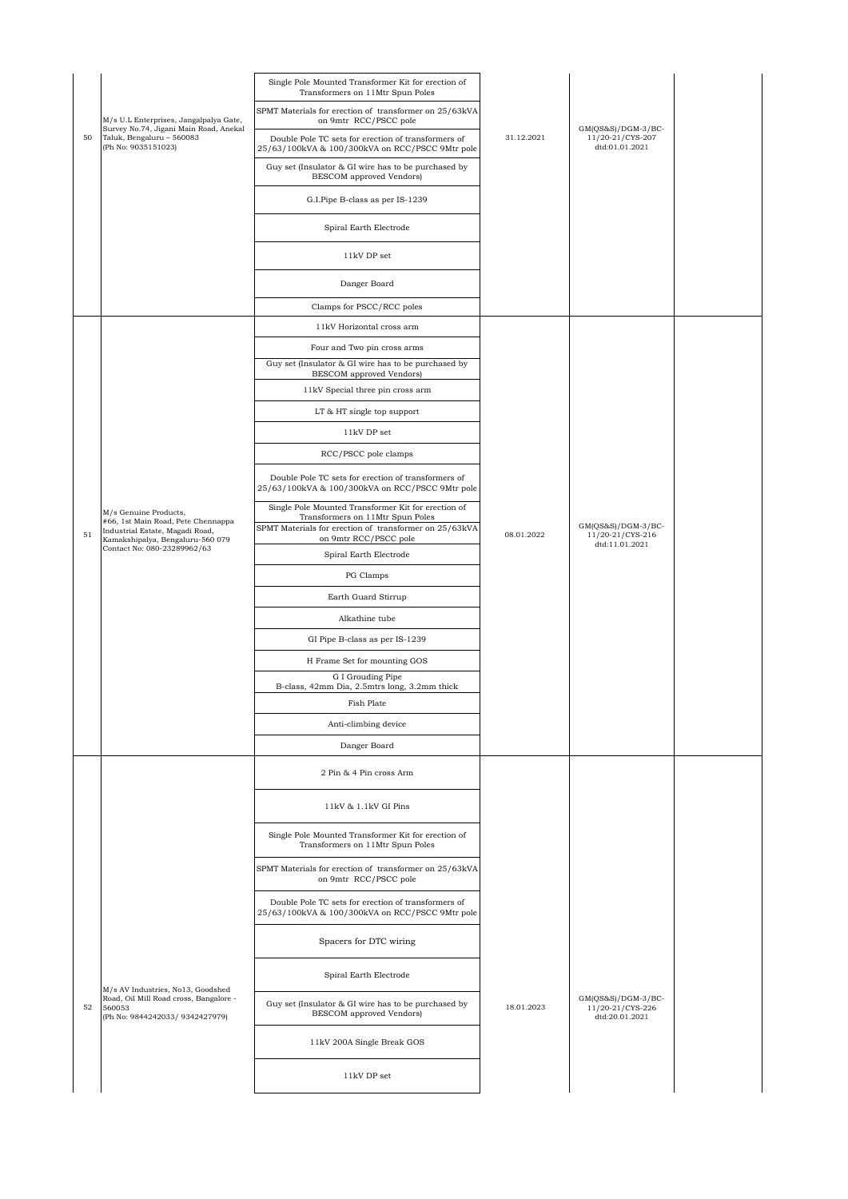| | | | | | |
|---|---|---|---|---|---|
| 50 | M/s U.L Enterprises, Jangalpalya Gate, Survey No.74, Jigani Main Road, Anekal Taluk, Bengaluru – 560083 (Ph No: 9035151023) | Single Pole Mounted Transformer Kit for erection of Transformers on 11Mtr Spun Poles<br>SPMT Materials for erection of transformer on 25/63kVA on 9mtr RCC/PSCC pole<br>Double Pole TC sets for erection of transformers of 25/63/100kVA & 100/300kVA on RCC/PSCC 9Mtr pole<br>Guy set (Insulator & GI wire has to be purchased by BESCOM approved Vendors)<br>G.I.Pipe B-class as per IS-1239<br>Spiral Earth Electrode<br>11kV DP set<br>Danger Board<br>Clamps for PSCC/RCC poles | 31.12.2021 | GM(QS&S)/DGM-3/BC-11/20-21/CYS-207 dtd:01.01.2021 | |
| 51 | M/s Genuine Products, #66, 1st Main Road, Pete Chennappa Industrial Estate, Magadi Road, Kamakshipalya, Bengaluru-560 079 Contact No: 080-23289962/63 | 11kV Horizontal cross arm<br>Four and Two pin cross arms<br>Guy set (Insulator & GI wire has to be purchased by BESCOM approved Vendors)<br>11kV Special three pin cross arm<br>LT & HT single top support<br>11kV DP set<br>RCC/PSCC pole clamps<br>Double Pole TC sets for erection of transformers of 25/63/100kVA & 100/300kVA on RCC/PSCC 9Mtr pole<br>Single Pole Mounted Transformer Kit for erection of Transformers on 11Mtr Spun Poles<br>SPMT Materials for erection of transformer on 25/63kVA on 9mtr RCC/PSCC pole<br>Spiral Earth Electrode<br>PG Clamps<br>Earth Guard Stirrup<br>Alkathine tube<br>GI Pipe B-class as per IS-1239<br>H Frame Set for mounting GOS<br>G I Grouding Pipe B-class, 42mm Dia, 2.5mtrs long, 3.2mm thick<br>Fish Plate<br>Anti-climbing device<br>Danger Board | 08.01.2022 | GM(QS&S)/DGM-3/BC-11/20-21/CYS-216 dtd:11.01.2021 | |
| 52 | M/s AV Industries, No13, Goodshed Road, Oil Mill Road cross, Bangalore - 560053 (Ph No: 9844242033/ 9342427979) | 2 Pin & 4 Pin cross Arm<br>11kV & 1.1kV GI Pins<br>Single Pole Mounted Transformer Kit for erection of Transformers on 11Mtr Spun Poles<br>SPMT Materials for erection of transformer on 25/63kVA on 9mtr RCC/PSCC pole<br>Double Pole TC sets for erection of transformers of 25/63/100kVA & 100/300kVA on RCC/PSCC 9Mtr pole<br>Spacers for DTC wiring<br>Spiral Earth Electrode<br>Guy set (Insulator & GI wire has to be purchased by BESCOM approved Vendors)<br>11kV 200A Single Break GOS<br>11kV DP set | 18.01.2023 | GM(QS&S)/DGM-3/BC-11/20-21/CYS-226 dtd:20.01.2021 | |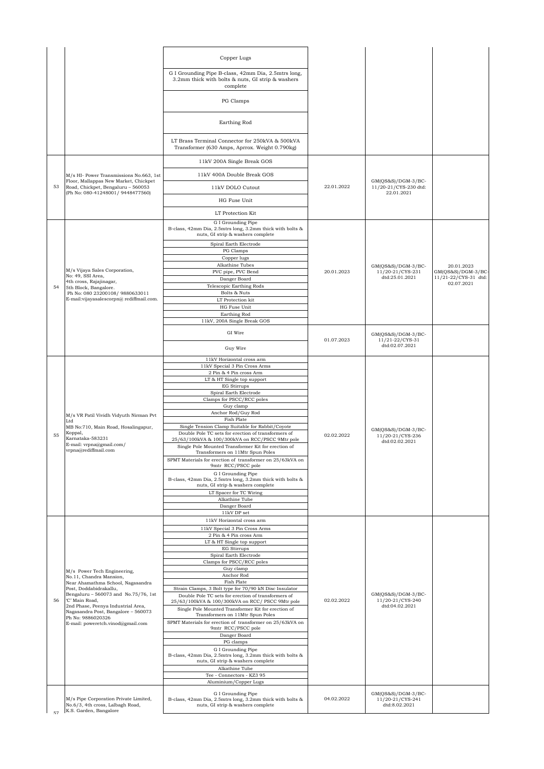|  |  | Copper Lugs |  |  |  |
|---|---|---|---|---|---|
|  |  | G I Grounding Pipe B-class, 42mm Dia, 2.5mtrs long, 3.2mm thick with bolts & nuts, GI strip & washers complete |  |  |  |
|  |  | PG Clamps |  |  |  |
|  |  | Earthing Rod |  |  |  |
|  |  | LT Brass Terminal Connector for 250kVA & 500kVA Transformer (630 Amps, Aprrox. Weight 0.790kg) |  |  |  |
| 53 | M/s HI- Power Transmissions No.663, 1st Floor, Mallappas New Market, Chickpet Road, Chickpet, Bengaluru – 560053 (Ph No: 080-41248001/ 9448477560) | 11kV 200A Single Break GOS<br>11kV 400A Double Break GOS<br>11kV DOLO Cutout<br>HG Fuse Unit<br>LT Protection Kit | 22.01.2022 | GM(QS&S)/DGM-3/BC-11/20-21/CYS-230 dtd: 22.01.2021 |  |
| 54 | M/s Vijaya Sales Corporation, No: 49, SSI Area, 4th cross, Rajajinagar, 5th Block, Bangalore. Ph No: 080 23200108/ 9880633011 E-mail:vijayasalescorpn@ rediffmail.com. | G I Grounding Pipe B-class, 42mm Dia, 2.5mtrs long, 3.2mm thick with bolts & nuts, GI strip & washers complete<br>Spiral Earth Electrode<br>PG Clamps<br>Copper lugs<br>Alkathine Tubes<br>PVC pipe, PVC Bend<br>Danger Board<br>Telescopic Earthing Rods<br>Bolts & Nuts<br>LT Protection kit<br>HG Fuse Unit<br>Earthing Rod<br>11kV, 200A Single Break GOS | 20.01.2023 | GM(QS&S)/DGM-3/BC-11/20-21/CYS-231 dtd:25.01.2021 | 20.01.2023 GM(QS&S)/DGM-3/BC-11/21-22/CYS-31 dtd: 02.07.2021 |
|  |  | GI Wire<br>Guy Wire | 01.07.2023 | GM(QS&S)/DGM-3/BC-11/21-22/CYS-31 dtd:02.07.2021 |  |
| 55 | M/s VR Patil Vividh Vidyuth Nirman Pvt Ltd MB No:710, Main Road, Hosalingapur, Koppal, Karnataka-583231 E-mail: vrpna@gmail.com/ vrpna@rediffmail.com | 11kV Horizontal cross arm<br>11kV Special 3 Pin Cross Arms<br>2 Pin & 4 Pin cross Arm<br>LT & HT Single top support<br>EG Stirrups<br>Spiral Earth Electrode<br>Clamps for PSCC/RCC poles<br>Guy clamp<br>Anchor Rod/Guy Rod<br>Fish Plate<br>Single Tension Clamp Suitable for Rabbit/Coyote<br>Double Pole TC sets for erection of transformers of 25/63/100kVA & 100/300kVA on RCC/PSCC 9Mtr pole<br>Single Pole Mounted Transformer Kit for erection of Transformers on 11Mtr Spun Poles<br>SPMT Materials for erection of transformer on 25/63kVA on 9mtr RCC/PSCC pole<br>G I Grounding Pipe B-class, 42mm Dia, 2.5mtrs long, 3.2mm thick with bolts & nuts, GI strip & washers complete<br>LT Spacer for TC Wiring<br>Alkathine Tube<br>Danger Board<br>11kV DP set | 02.02.2022 | GM(QS&S)/DGM-3/BC-11/20-21/CYS-236 dtd:02.02.2021 |  |
| 56 | M/s Power Tech Engineering, No.11, Chandra Mansion, Near Ahamathma School, Nagasandra Post, Doddabidrakallu, Bengaluru – 560073 and No.75/76, 1st 'C' Main Road, 2nd Phase, Peenya Industrial Area, Nagasandra Post, Bangalore – 560073 Ph No: 9886020326 E-mail: poweretch.vinod@gmail.com | 11kV Horizontal cross arm<br>11kV Special 3 Pin Cross Arms<br>2 Pin & 4 Pin cross Arm<br>LT & HT Single top support<br>EG Stirrups<br>Spiral Earth Electrode<br>Clamps for PSCC/RCC poles<br>Guy clamp<br>Anchor Rod<br>Fish Plate<br>Strain Clamps, 3 Bolt type for 70/90 kN Disc Insulator<br>Double Pole TC sets for erection of transformers of 25/63/100kVA & 100/300kVA on RCC/ PSCC 9Mtr pole<br>Single Pole Mounted Transformer Kit for erection of Transformers on 11Mtr Spun Poles<br>SPMT Materials for erection of transformer on 25/63kVA on 9mtr RCC/PSCC pole<br>Danger Board<br>PG clamps<br>G I Grounding Pipe B-class, 42mm Dia, 2.5mtrs long, 3.2mm thick with bolts & nuts, GI strip & washers complete<br>Alkathine Tube<br>Tee - Connectors - KZ3 95<br>Aluminium/Copper Lugs | 02.02.2022 | GM(QS&S)/DGM-3/BC-11/20-21/CYS-240 dtd:04.02.2021 |  |
| 57 | M/s Pipe Corporation Private Limited, No.6/3, 4th cross, Lalbagh Road, K.S. Garden, Bangalore | G I Grounding Pipe B-class, 42mm Dia, 2.5mtrs long, 3.2mm thick with bolts & nuts, GI strip & washers complete | 04.02.2022 | GM(QS&S)/DGM-3/BC-11/20-21/CYS-241 dtd:8.02.2021 |  |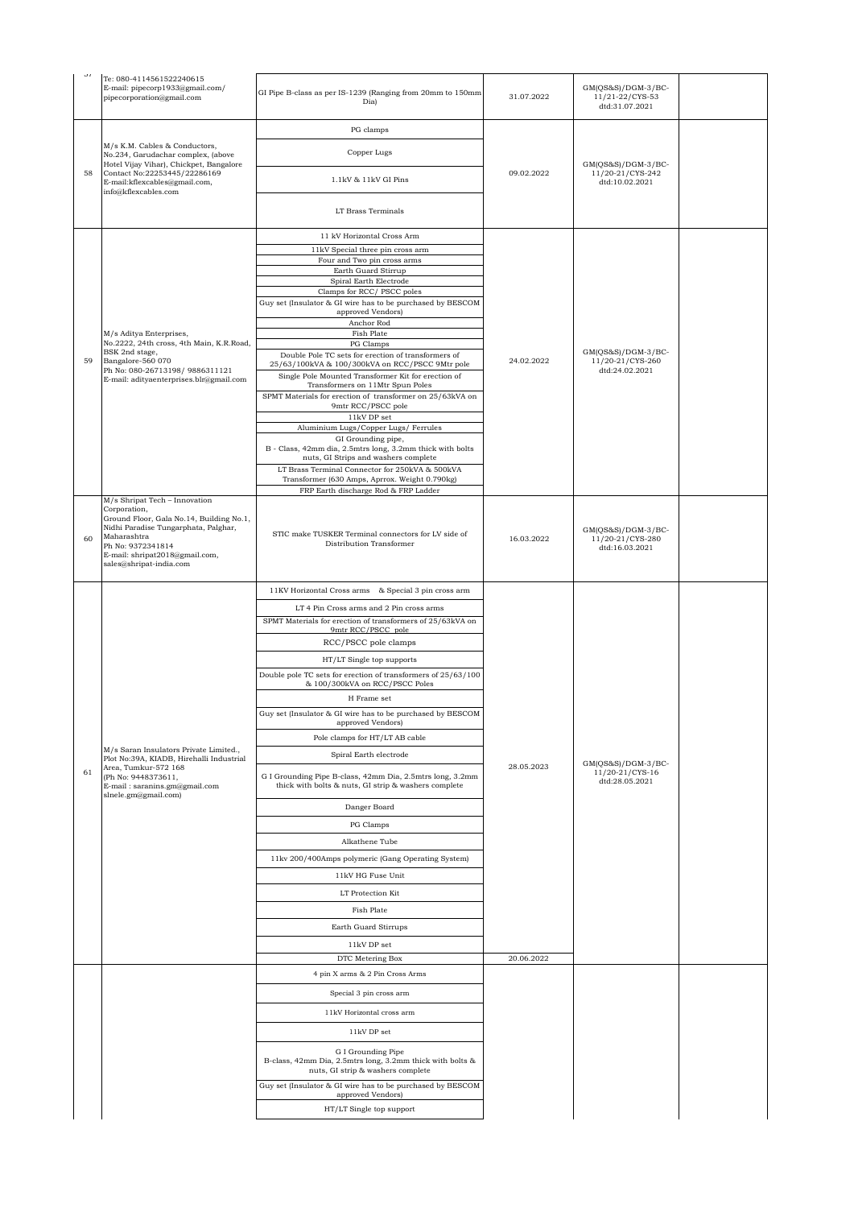| 57 | Te: 080-4114561522240615<br>E-mail: pipecorp1933@gmail.com/<br>pipecorporation@gmail.com | GI Pipe B-class as per IS-1239 (Ranging from 20mm to 150mm Dia) | 31.07.2022 | GM(QS&S)/DGM-3/BC-11/21-22/CYS-53<br>dtd:31.07.2021 | |
|---|---|---|---|---|---|
| 58 | M/s K.M. Cables & Conductors,<br>No.234, Garudachar complex, (above Hotel Vijay Vihar), Chickpet, Bangalore<br>Contact No:22253445/22286169<br>E-mail:kflexcables@gmail.com,<br>info@kflexcables.com | PG clamps | 09.02.2022 | GM(QS&S)/DGM-3/BC-11/20-21/CYS-242<br>dtd:10.02.2021 | |
| | | Copper Lugs | | | |
| | | 1.1kV & 11kV GI Pins | | | |
| | | LT Brass Terminals | | | |
| 59 | M/s Aditya Enterprises,<br>No.2222, 24th cross, 4th Main, K.R.Road, BSK 2nd stage,<br>Bangalore-560 070<br>Ph No: 080-26713198/ 9886311121<br>E-mail: adityaenterprises.blr@gmail.com | 11 kV Horizontal Cross Arm | 24.02.2022 | GM(QS&S)/DGM-3/BC-11/20-21/CYS-260<br>dtd:24.02.2021 | |
| | | 11kV Special three pin cross arm | | | |
| | | Four and Two pin cross arms | | | |
| | | Earth Guard Stirrup | | | |
| | | Spiral Earth Electrode | | | |
| | | Clamps for RCC/ PSCC poles | | | |
| | | Guy set (Insulator & GI wire has to be purchased by BESCOM approved Vendors) | | | |
| | | Anchor Rod | | | |
| | | Fish Plate | | | |
| | | PG Clamps | | | |
| | | Double Pole TC sets for erection of transformers of 25/63/100kVA & 100/300kVA on RCC/PSCC 9Mtr pole | | | |
| | | Single Pole Mounted Transformer Kit for erection of Transformers on 11Mtr Spun Poles | | | |
| | | SPMT Materials for erection of transformer on 25/63kVA on 9mtr RCC/PSCC pole | | | |
| | | 11kV DP set | | | |
| | | Aluminium Lugs/Copper Lugs/ Ferrules | | | |
| | | GI Grounding pipe,<br>B - Class, 42mm dia, 2.5mtrs long, 3.2mm thick with bolts nuts, GI Strips and washers complete | | | |
| | | LT Brass Terminal Connector for 250kVA & 500kVA Transformer (630 Amps, Aprrox. Weight 0.790kg) | | | |
| | | FRP Earth discharge Rod & FRP Ladder | | | |
| 60 | M/s Shripat Tech – Innovation Corporation,<br>Ground Floor, Gala No.14, Building No.1, Nidhi Paradise Tungarphata, Palghar, Maharashtra<br>Ph No: 9372341814<br>E-mail: shripat2018@gmail.com,<br>sales@shripat-india.com | STIC make TUSKER Terminal connectors for LV side of Distribution Transformer | 16.03.2022 | GM(QS&S)/DGM-3/BC-11/20-21/CYS-280<br>dtd:16.03.2021 | |
| 61 | M/s Saran Insulators Private Limited.,<br>Plot No:39A, KIADB, Hirehalli Industrial Area, Tumkur-572 168<br>(Ph No: 9448373611,<br>E-mail : saranins.gm@gmail.com<br>slnele.gm@gmail.com) | 11KV Horizontal Cross arms & Special 3 pin cross arm | 28.05.2023 | GM(QS&S)/DGM-3/BC-11/20-21/CYS-16<br>dtd:28.05.2021 | |
| | | LT 4 Pin Cross arms and 2 Pin cross arms | | | |
| | | SPMT Materials for erection of transformers of 25/63kVA on 9mtr RCC/PSCC pole | | | |
| | | RCC/PSCC pole clamps | | | |
| | | HT/LT Single top supports | | | |
| | | Double pole TC sets for erection of transformers of 25/63/100 & 100/300kVA on RCC/PSCC Poles | | | |
| | | H Frame set | | | |
| | | Guy set (Insulator & GI wire has to be purchased by BESCOM approved Vendors) | | | |
| | | Pole clamps for HT/LT AB cable | | | |
| | | Spiral Earth electrode | | | |
| | | G I Grounding Pipe B-class, 42mm Dia, 2.5mtrs long, 3.2mm thick with bolts & nuts, GI strip & washers complete | | | |
| | | Danger Board | | | |
| | | PG Clamps | | | |
| | | Alkathene Tube | | | |
| | | 11kv 200/400Amps polymeric (Gang Operating System) | | | |
| | | 11kV HG Fuse Unit | | | |
| | | LT Protection Kit | | | |
| | | Fish Plate | | | |
| | | Earth Guard Stirrups | | | |
| | | 11kV DP set | | | |
| | | DTC Metering Box | 20.06.2022 | | |
| | | 4 pin X arms & 2 Pin Cross Arms | | | |
| | | Special 3 pin cross arm | | | |
| | | 11kV Horizontal cross arm | | | |
| | | 11kV DP set | | | |
| | | G I Grounding Pipe<br>B-class, 42mm Dia, 2.5mtrs long, 3.2mm thick with bolts & nuts, GI strip & washers complete | | | |
| | | Guy set (Insulator & GI wire has to be purchased by BESCOM approved Vendors) | | | |
| | | HT/LT Single top support | | | |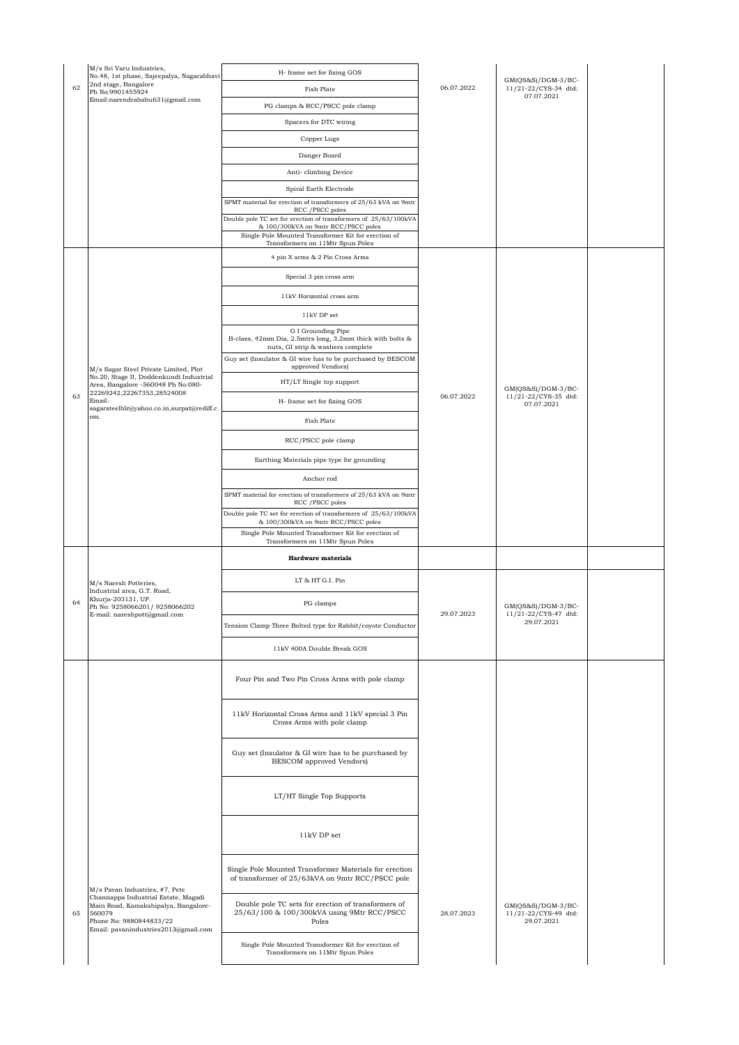| 62 | M/s Sri Varu Industries, No.48, 1st phase, Sajeepalya, Nagarabhavi 2nd stage, Bangalore Ph No:9901455924 Email:narendrababu631@gmail.com | H- frame set for fixing GOS | 06.07.2022 | GM(QS&S)/DGM-3/BC-11/21-22/CYS-34 dtd: 07.07.2021 | |
|---|---|---|---|---|---|
| | | Fish Plate | | | |
| | | PG clamps & RCC/PSCC pole clamp | | | |
| | | Spacers for DTC wiring | | | |
| | | Copper Lugs | | | |
| | | Danger Board | | | |
| | | Anti- climbing Device | | | |
| | | Spiral Earth Electrode | | | |
| | | SPMT material for erection of transformers of 25/63 kVA on 9mtr RCC /PSCC poles | | | |
| | | Double pole TC set for erection of transformers of 25/63/100kVA & 100/300kVA on 9mtr RCC/PSCC poles | | | |
| | | Single Pole Mounted Transformer Kit for erection of Transformers on 11Mtr Spun Poles | | | |
| 63 | M/s Sagar Steel Private Limited, Plot No.20, Stage II, Doddenkundi Industrial Area, Bangalore -560048 Ph No:080-22269242,22267353,28524008 Email: sagarsteelblr@yahoo.co.in,surpat@rediff.com. | 4 pin X arms & 2 Pin Cross Arms | 06.07.2022 | GM(QS&S)/DGM-3/BC-11/21-22/CYS-35 dtd: 07.07.2021 | |
| | | Special 3 pin cross arm | | | |
| | | 11kV Horizontal cross arm | | | |
| | | 11kV DP set | | | |
| | | G I Grounding Pipe B-class, 42mm Dia, 2.5mtrs long, 3.2mm thick with bolts & nuts, GI strip & washers complete | | | |
| | | Guy set (Insulator & GI wire has to be purchased by BESCOM approved Vendors) | | | |
| | | HT/LT Single top support | | | |
| | | H- frame set for fixing GOS | | | |
| | | Fish Plate | | | |
| | | RCC/PSCC pole clamp | | | |
| | | Earthing Materials pipe type for grounding | | | |
| | | Anchor rod | | | |
| | | SPMT material for erection of transformers of 25/63 kVA on 9mtr RCC /PSCC poles | | | |
| | | Double pole TC set for erection of transformers of 25/63/100kVA & 100/300kVA on 9mtr RCC/PSCC poles | | | |
| | | Single Pole Mounted Transformer Kit for erection of Transformers on 11Mtr Spun Poles | | | |
| | | **Hardware materials** | | | |
| 64 | M/s Naresh Potteries, Industrial area, G.T. Road, Khurja-203131, UP. Ph No: 9258066201/ 9258066202 E-mail: nareshpott@gmail.com | LT & HT G.I. Pin | 29.07.2023 | GM(QS&S)/DGM-3/BC-11/21-22/CYS-47 dtd: 29.07.2021 | |
| | | PG clamps | | | |
| | | Tension Clamp Three Bolted type for Rabbit/coyote Conductor | | | |
| | | 11kV 400A Double Break GOS | | | |
| 65 | M/s Pavan Industries, #7, Pete Channappa Industrial Estate, Magadi Main Road, Kamakshipalya, Bangalore-560079 Phone No: 9880844833/22 Email: pavanindustries2013@gmail.com | Four Pin and Two Pin Cross Arms with pole clamp | 28.07.2023 | GM(QS&S)/DGM-3/BC-11/21-22/CYS-49 dtd: 29.07.2021 | |
| | | 11kV Horizontal Cross Arms and 11kV special 3 Pin Cross Arms with pole clamp | | | |
| | | Guy set (Insulator & GI wire has to be purchased by BESCOM approved Vendors) | | | |
| | | LT/HT Single Top Supports | | | |
| | | 11kV DP set | | | |
| | | Single Pole Mounted Transformer Materials for erection of transformer of 25/63kVA on 9mtr RCC/PSCC pole | | | |
| | | Double pole TC sets for erection of transformers of 25/63/100 & 100/300kVA using 9Mtr RCC/PSCC Poles | | | |
| | | Single Pole Mounted Transformer Kit for erection of Transformers on 11Mtr Spun Poles | | | |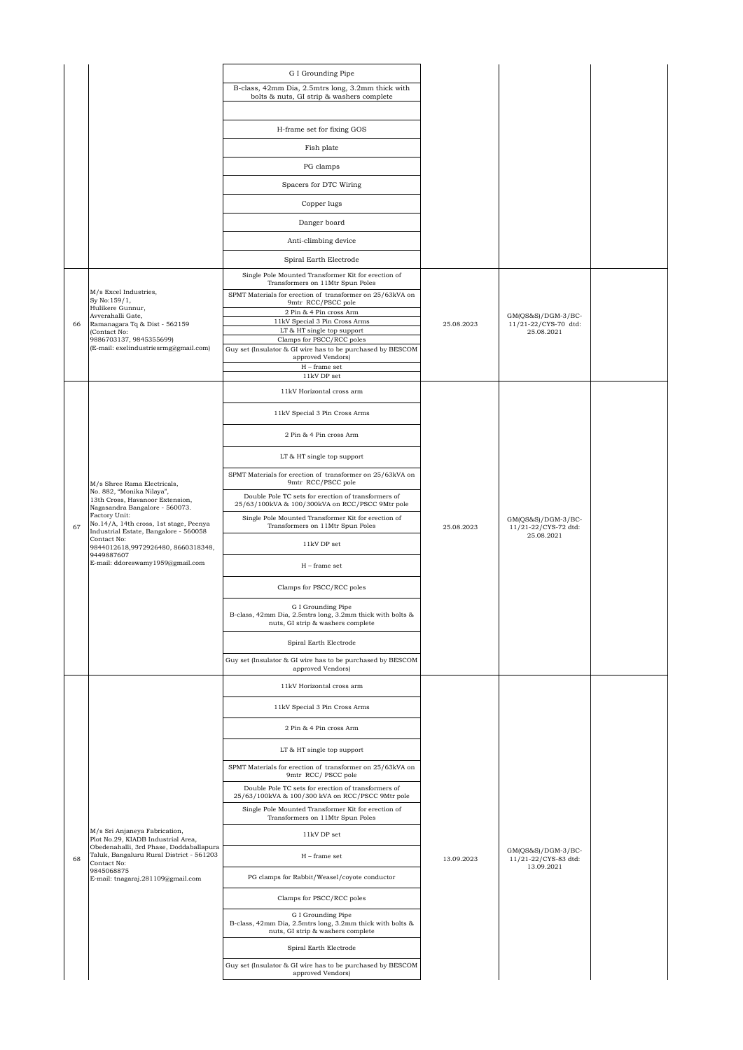| | | G I Grounding Pipe<br>B-class, 42mm Dia, 2.5mtrs long, 3.2mm thick with bolts & nuts, GI strip & washers complete<br><br>H-frame set for fixing GOS<br>Fish plate<br>PG clamps<br>Spacers for DTC Wiring<br>Copper lugs<br>Danger board<br>Anti-climbing device<br>Spiral Earth Electrode | | | |
|---|---|---|---|---|---|
| 66 | M/s Excel Industries,<br>Sy No:159/1,<br>Hulikere Gunnur,<br>Avverahalli Gate,<br>Ramanagara Tq & Dist - 562159<br>(Contact No:<br>9886703137, 9845355699)<br>(E-mail: exelindustriesrmg@gmail.com) | Single Pole Mounted Transformer Kit for erection of Transformers on 11Mtr Spun Poles<br>SPMT Materials for erection of transformer on 25/63kVA on 9mtr RCC/PSCC pole<br>2 Pin & 4 Pin cross Arm<br>11kV Special 3 Pin Cross Arms<br>LT & HT single top support<br>Clamps for PSCC/RCC poles<br>Guy set (Insulator & GI wire has to be purchased by BESCOM approved Vendors)<br>H – frame set<br>11kV DP set | 25.08.2023 | GM(QS&S)/DGM-3/BC-11/21-22/CYS-70 dtd: 25.08.2021 | |
| 67 | M/s Shree Rama Electricals,<br>No. 882, "Monika Nilaya",<br>13th Cross, Havanoor Extension,<br>Nagasandra Bangalore - 560073.<br>Factory Unit:<br>No.14/A, 14th cross, 1st stage, Peenya Industrial Estate, Bangalore - 560058<br>Contact No:<br>9844012618,9972926480, 8660318348, 9449887607<br>E-mail: ddoreswamy1959@gmail.com | 11kV Horizontal cross arm<br>11kV Special 3 Pin Cross Arms<br>2 Pin & 4 Pin cross Arm<br>LT & HT single top support<br>SPMT Materials for erection of transformer on 25/63kVA on 9mtr RCC/PSCC pole<br>Double Pole TC sets for erection of transformers of 25/63/100kVA & 100/300kVA on RCC/PSCC 9Mtr pole<br>Single Pole Mounted Transformer Kit for erection of Transformers on 11Mtr Spun Poles<br>11kV DP set<br>H – frame set<br>Clamps for PSCC/RCC poles<br>G I Grounding Pipe<br>B-class, 42mm Dia, 2.5mtrs long, 3.2mm thick with bolts & nuts, GI strip & washers complete<br>Spiral Earth Electrode<br>Guy set (Insulator & GI wire has to be purchased by BESCOM approved Vendors) | 25.08.2023 | GM(QS&S)/DGM-3/BC-11/21-22/CYS-72 dtd: 25.08.2021 | |
| 68 | M/s Sri Anjaneya Fabrication,<br>Plot No.29, KIADB Industrial Area,<br>Obedenahalli, 3rd Phase, Doddaballapura Taluk, Bangaluru Rural District - 561203<br>Contact No:<br>9845068875<br>E-mail: tnagaraj.281109@gmail.com | 11kV Horizontal cross arm<br>11kV Special 3 Pin Cross Arms<br>2 Pin & 4 Pin cross Arm<br>LT & HT single top support<br>SPMT Materials for erection of transformer on 25/63kVA on 9mtr RCC/ PSCC pole<br>Double Pole TC sets for erection of transformers of 25/63/100kVA & 100/300 kVA on RCC/PSCC 9Mtr pole<br>Single Pole Mounted Transformer Kit for erection of Transformers on 11Mtr Spun Poles<br>11kV DP set<br>H – frame set<br>PG clamps for Rabbit/Weasel/coyote conductor<br>Clamps for PSCC/RCC poles<br>G I Grounding Pipe<br>B-class, 42mm Dia, 2.5mtrs long, 3.2mm thick with bolts & nuts, GI strip & washers complete<br>Spiral Earth Electrode<br>Guy set (Insulator & GI wire has to be purchased by BESCOM approved Vendors) | 13.09.2023 | GM(QS&S)/DGM-3/BC-11/21-22/CYS-83 dtd: 13.09.2021 | |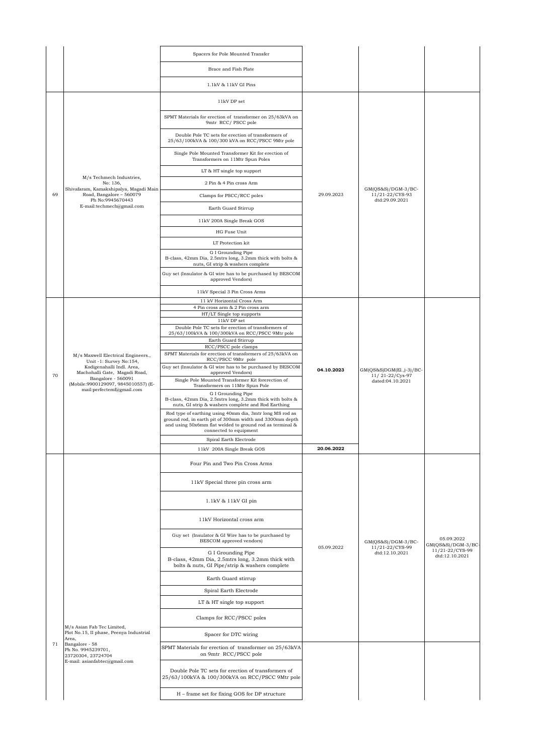| | | | | | |
|---|---|---|---|---|---|
| | | Spacers for Pole Mounted Transfer | | | |
| | | Brace and Fish Plate | | | |
| | | 1.1kV & 11kV GI Pins | | | |
| 69 | M/s Techmech Industries, No: 136, Shivafaram, Kamakshipalya, Magadi Main Road, Bangalore – 560079 Ph No:9945670443 E-mail:techmech@gmail.com | 11kV DP set | 29.09.2023 | GM(QS&S)/DGM-3/BC-11/21-22/CYS-93 dtd:29.09.2021 | |
| | | SPMT Materials for erection of transformer on 25/63kVA on 9mtr RCC/ PSCC pole | | | |
| | | Double Pole TC sets for erection of transformers of 25/63/100kVA & 100/300 kVA on RCC/PSCC 9Mtr pole | | | |
| | | Single Pole Mounted Transformer Kit for erection of Transformers on 11Mtr Spun Poles | | | |
| | | LT & HT single top support | | | |
| | | 2 Pin & 4 Pin cross Arm | | | |
| | | Clamps for PSCC/RCC poles | | | |
| | | Earth Guard Stirrup | | | |
| | | 11kV 200A Single Break GOS | | | |
| | | HG Fuse Unit | | | |
| | | LT Protection kit | | | |
| | | G I Grounding Pipe B-class, 42mm Dia, 2.5mtrs long, 3.2mm thick with bolts & nuts, GI strip & washers complete | | | |
| | | Guy set (Insulator & GI wire has to be purchased by BESCOM approved Vendors) | | | |
| | | 11kV Special 3 Pin Cross Arms | | | |
| 70 | M/s Maxwell Electrical Engineers., Unit -1: Survey No:154, Kodigenahalli Indl. Area, Machohalli Gate, Magadi Road, Bangalore - 560091 (Mobile:9900129097, 9845010557) (E-mail:perfectemf@gmail.com | 11 kV Horizontal Cross Arm | **04.10.2023** | GM(QS&S)DGM(El.,)-3)/BC-11/ 21-22/Cys-97 dated:04.10.2021 | |
| | | 4 Pin cross arm & 2 Pin cross arm | | | |
| | | HT/LT Single top supports | | | |
| | | 11kV DP set | | | |
| | | Double Pole TC sets for erection of transformers of 25/63/100kVA & 100/300kVA on RCC/PSCC 9Mtr pole | | | |
| | | Earth Guard Stirrup | | | |
| | | RCC/PSCC pole clamps | | | |
| | | SPMT Materials for erection of transformers of 25/63kVA on RCC/PSCC 9Mtr pole | | | |
| | | Guy set (Insulator & GI wire has to be purchased by BESCOM approved Vendors) | | | |
| | | Single Pole Mounted Transformer Kit forerection of Transformers on 11Mtr Spun Pole | | | |
| | | G I Grounding Pipe B-class, 42mm Dia, 2.5mtrs long, 3.2mm thick with bolts & nuts, GI strip & washers complete and Rod Earthing | | | |
| | | Rod type of earthing using 40mm dia, 3mtr long MS rod as ground rod, in earth pit of 300mm width and 3300mm depth and using 50x6mm flat welded to ground rod as terminal & connected to equipment | | | |
| | | Spiral Earth Electrode | | | |
| | | 11kV 200A Single Break GOS | **20.06.2022** | | |
| 71 | M/s Asian Fab Tec Limited, Plot No.15, II phase, Peenya Industrial Area, Bangalore - 58 Ph No. 9945239701, 23720304, 23724704 E-mail: asianfabtec@gmail.com | Four Pin and Two Pin Cross Arms | 05.09.2022 | GM(QS&S)/DGM-3/BC-11/21-22/CYS-99 dtd:12.10.2021 | 05.09.2022 GM(QS&S)/DGM-3/BC-11/21-22/CYS-99 dtd:12.10.2021 |
| | | 11kV Special three pin cross arm | | | |
| | | 1.1kV & 11kV GI pin | | | |
| | | 11kV Horizontal cross arm | | | |
| | | Guy set (Insulator & GI Wire has to be purchased by BESCOM approved vendors) | | | |
| | | G I Grounding Pipe B-class, 42mm Dia, 2.5mtrs long, 3.2mm thick with bolts & nuts, GI Pipe/strip & washers complete | | | |
| | | Earth Guard stirrup | | | |
| | | Spiral Earth Electrode | | | |
| | | LT & HT single top support | | | |
| | | Clamps for RCC/PSCC poles | | | |
| | | Spacer for DTC wiring | | | |
| | | SPMT Materials for erection of transformer on 25/63kVA on 9mtr RCC/PSCC pole | | | |
| | | Double Pole TC sets for erection of transformers of 25/63/100kVA & 100/300kVA on RCC/PSCC 9Mtr pole | | | |
| | | H – frame set for fixing GOS for DP structure | | | |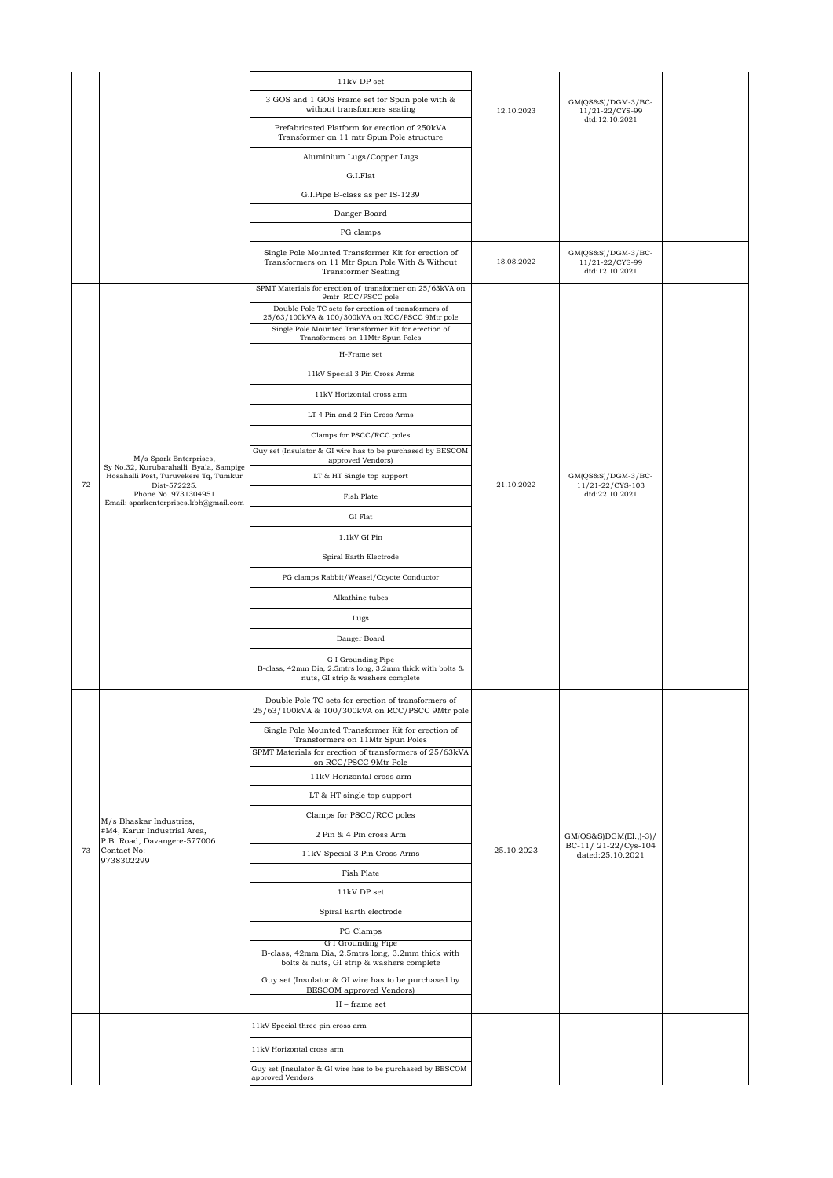| | | 11kV DP set | | | |
|---|---|---|---|---|---|
| | | 3 GOS and 1 GOS Frame set for Spun pole with & without transformers seating | 12.10.2023 | GM(QS&S)/DGM-3/BC-11/21-22/CYS-99 dtd:12.10.2021 | |
| | | Prefabricated Platform for erection of 250kVA Transformer on 11 mtr Spun Pole structure | | | |
| | | Aluminium Lugs/Copper Lugs | | | |
| | | G.I.Flat | | | |
| | | G.I.Pipe B-class as per IS-1239 | | | |
| | | Danger Board | | | |
| | | PG clamps | | | |
| | | Single Pole Mounted Transformer Kit for erection of Transformers on 11 Mtr Spun Pole With & Without Transformer Seating | 18.08.2022 | GM(QS&S)/DGM-3/BC-11/21-22/CYS-99 dtd:12.10.2021 | |
| 72 | M/s Spark Enterprises, Sy No.32, Kurubarahalli Byala, Sampige Hosahalli Post, Turuvekere Tq, Tumkur Dist-572225. Phone No. 9731304951 Email: sparkenterprises.kbh@gmail.com | SPMT Materials for erection of transformer on 25/63kVA on 9mtr RCC/PSCC pole | 21.10.2022 | GM(QS&S)/DGM-3/BC-11/21-22/CYS-103 dtd:22.10.2021 | |
| | | Double Pole TC sets for erection of transformers of 25/63/100kVA & 100/300kVA on RCC/PSCC 9Mtr pole | | | |
| | | Single Pole Mounted Transformer Kit for erection of Transformers on 11Mtr Spun Poles | | | |
| | | H-Frame set | | | |
| | | 11kV Special 3 Pin Cross Arms | | | |
| | | 11kV Horizontal cross arm | | | |
| | | LT 4 Pin and 2 Pin Cross Arms | | | |
| | | Clamps for PSCC/RCC poles | | | |
| | | Guy set (Insulator & GI wire has to be purchased by BESCOM approved Vendors) | | | |
| | | LT & HT Single top support | | | |
| | | Fish Plate | | | |
| | | GI Flat | | | |
| | | 1.1kV GI Pin | | | |
| | | Spiral Earth Electrode | | | |
| | | PG clamps Rabbit/Weasel/Coyote Conductor | | | |
| | | Alkathine tubes | | | |
| | | Lugs | | | |
| | | Danger Board | | | |
| | | G I Grounding Pipe B-class, 42mm Dia, 2.5mtrs long, 3.2mm thick with bolts & nuts, GI strip & washers complete | | | |
| 73 | M/s Bhaskar Industries, #M4, Karur Industrial Area, P.B. Road, Davangere-577006. Contact No: 9738302299 | Double Pole TC sets for erection of transformers of 25/63/100kVA & 100/300kVA on RCC/PSCC 9Mtr pole | 25.10.2023 | GM(QS&S)DGM(El.,)-3)/ BC-11/ 21-22/Cys-104 dated:25.10.2021 | |
| | | Single Pole Mounted Transformer Kit for erection of Transformers on 11Mtr Spun Poles | | | |
| | | SPMT Materials for erection of transformers of 25/63kVA on RCC/PSCC 9Mtr Pole | | | |
| | | 11kV Horizontal cross arm | | | |
| | | LT & HT single top support | | | |
| | | Clamps for PSCC/RCC poles | | | |
| | | 2 Pin & 4 Pin cross Arm | | | |
| | | 11kV Special 3 Pin Cross Arms | | | |
| | | Fish Plate | | | |
| | | 11kV DP set | | | |
| | | Spiral Earth electrode | | | |
| | | PG Clamps | | | |
| | | G I Grounding Pipe B-class, 42mm Dia, 2.5mtrs long, 3.2mm thick with bolts & nuts, GI strip & washers complete | | | |
| | | Guy set (Insulator & GI wire has to be purchased by BESCOM approved Vendors) | | | |
| | | H – frame set | | | |
| | | 11kV Special three pin cross arm | | | |
| | | 11kV Horizontal cross arm | | | |
| | | Guy set (Insulator & GI wire has to be purchased by BESCOM approved Vendors | | | |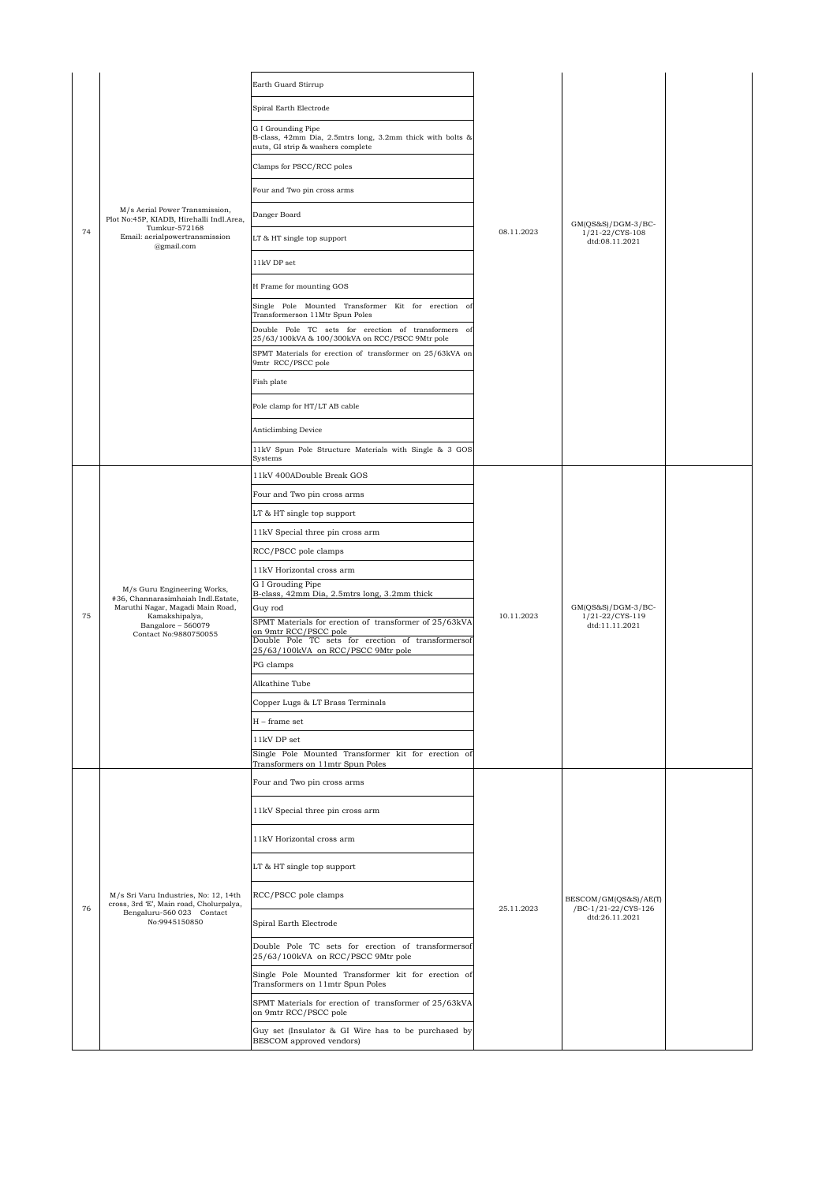| | | | | | |
|---|---|---|---|---|---|
| 74 | M/s Aerial Power Transmission, Plot No:45P, KIADB, Hirehalli Indl.Area, Tumkur-572168 Email: aerialpowertransmission @gmail.com | Earth Guard Stirrup | 08.11.2023 | GM(QS&S)/DGM-3/BC-1/21-22/CYS-108 dtd:08.11.2021 | |
| | | Spiral Earth Electrode | | | |
| | | G I Grounding Pipe B-class, 42mm Dia, 2.5mtrs long, 3.2mm thick with bolts & nuts, GI strip & washers complete | | | |
| | | Clamps for PSCC/RCC poles | | | |
| | | Four and Two pin cross arms | | | |
| | | Danger Board | | | |
| | | LT & HT single top support | | | |
| | | 11kV DP set | | | |
| | | H Frame for mounting GOS | | | |
| | | Single Pole Mounted Transformer Kit for erection of Transformerson 11Mtr Spun Poles | | | |
| | | Double Pole TC sets for erection of transformers of 25/63/100kVA & 100/300kVA on RCC/PSCC 9Mtr pole | | | |
| | | SPMT Materials for erection of transformer on 25/63kVA on 9mtr RCC/PSCC pole | | | |
| | | Fish plate | | | |
| | | Pole clamp for HT/LT AB cable | | | |
| | | Anticlimbing Device | | | |
| | | 11kV Spun Pole Structure Materials with Single & 3 GOS Systems | | | |
| 75 | M/s Guru Engineering Works, #36, Channarasimhaiah Indl.Estate, Maruthi Nagar, Magadi Main Road, Kamakshipalya, Bangalore – 560079 Contact No:9880750055 | 11kV 400ADouble Break GOS | 10.11.2023 | GM(QS&S)/DGM-3/BC-1/21-22/CYS-119 dtd:11.11.2021 | |
| | | Four and Two pin cross arms | | | |
| | | LT & HT single top support | | | |
| | | 11kV Special three pin cross arm | | | |
| | | RCC/PSCC pole clamps | | | |
| | | 11kV Horizontal cross arm | | | |
| | | G I Grouding Pipe B-class, 42mm Dia, 2.5mtrs long, 3.2mm thick | | | |
| | | Guy rod | | | |
| | | SPMT Materials for erection of transformer of 25/63kVA on 9mtr RCC/PSCC pole | | | |
| | | Double Pole TC sets for erection of transformersof 25/63/100kVA on RCC/PSCC 9Mtr pole | | | |
| | | PG clamps | | | |
| | | Alkathine Tube | | | |
| | | Copper Lugs & LT Brass Terminals | | | |
| | | H – frame set | | | |
| | | 11kV DP set | | | |
| | | Single Pole Mounted Transformer kit for erection of Transformers on 11mtr Spun Poles | | | |
| 76 | M/s Sri Varu Industries, No: 12, 14th cross, 3rd 'E', Main road, Cholurpalya, Bengaluru-560 023 Contact No:9945150850 | Four and Two pin cross arms | 25.11.2023 | BESCOM/GM(QS&S)/AE(T) /BC-1/21-22/CYS-126 dtd:26.11.2021 | |
| | | 11kV Special three pin cross arm | | | |
| | | 11kV Horizontal cross arm | | | |
| | | LT & HT single top support | | | |
| | | RCC/PSCC pole clamps | | | |
| | | Spiral Earth Electrode | | | |
| | | Double Pole TC sets for erection of transformersof 25/63/100kVA on RCC/PSCC 9Mtr pole | | | |
| | | Single Pole Mounted Transformer kit for erection of Transformers on 11mtr Spun Poles | | | |
| | | SPMT Materials for erection of transformer of 25/63kVA on 9mtr RCC/PSCC pole | | | |
| | | Guy set (Insulator & GI Wire has to be purchased by BESCOM approved vendors) | | | |